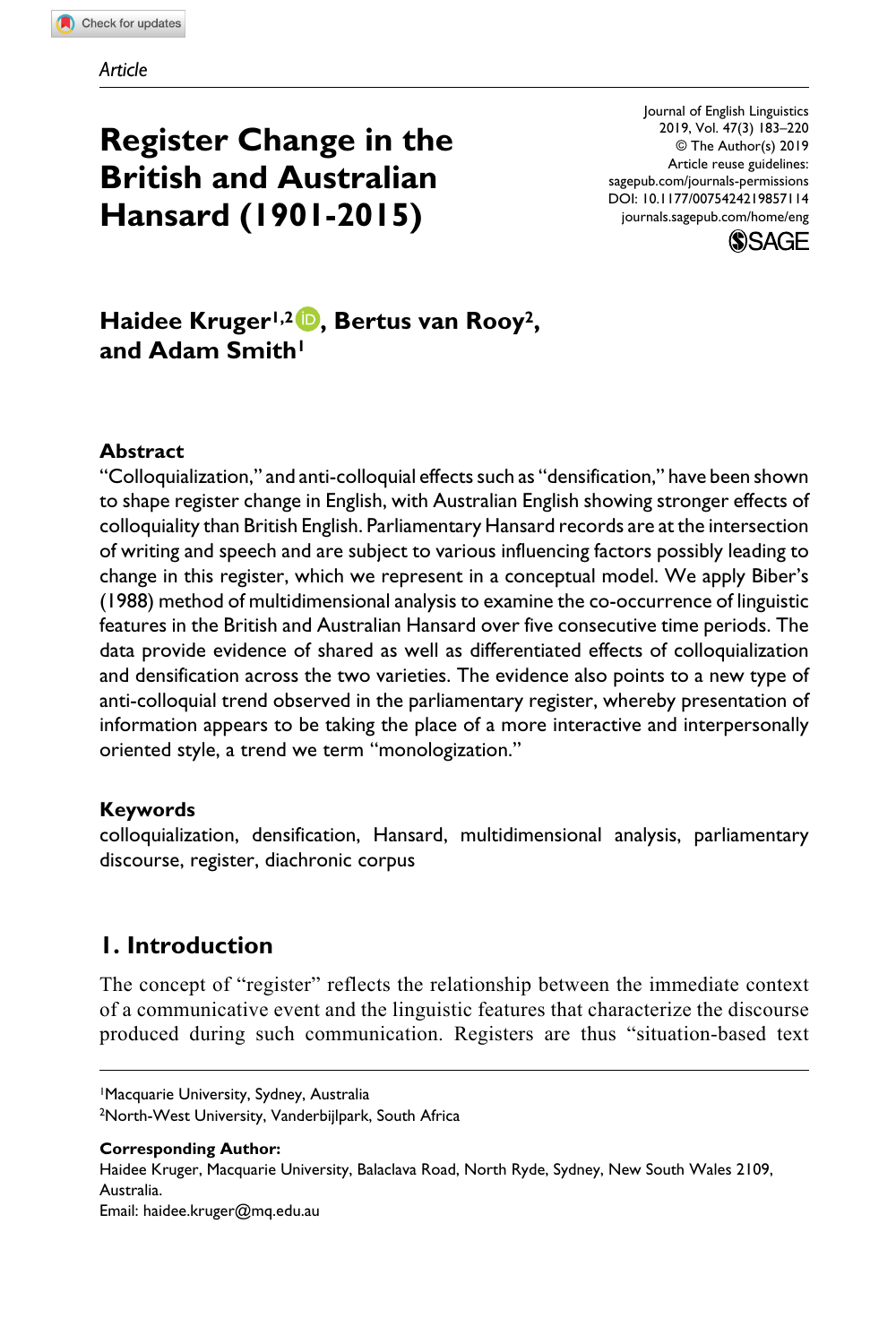*Article*

# Register Change in the British and Australian Hansard (1901-2015)

Journal of English Linguistics
2019, Vol. 47(3) 183–220
© The Author(s) 2019
Article reuse guidelines:
sagepub.com/journals-permissions
DOI: 10.1177/0075424219857114
journals.sagepub.com/home/eng

**Haidee Kruger[1,2], Bertus van Rooy[2], and Adam Smith[1]**

## Abstract

"Colloquialization," and anti-colloquial effects such as "densification," have been shown to shape register change in English, with Australian English showing stronger effects of colloquiality than British English. Parliamentary Hansard records are at the intersection of writing and speech and are subject to various influencing factors possibly leading to change in this register, which we represent in a conceptual model. We apply Biber's (1988) method of multidimensional analysis to examine the co-occurrence of linguistic features in the British and Australian Hansard over five consecutive time periods. The data provide evidence of shared as well as differentiated effects of colloquialization and densification across the two varieties. The evidence also points to a new type of anti-colloquial trend observed in the parliamentary register, whereby presentation of information appears to be taking the place of a more interactive and interpersonally oriented style, a trend we term "monologization."

## Keywords

colloquialization, densification, Hansard, multidimensional analysis, parliamentary discourse, register, diachronic corpus

## 1. Introduction

The concept of "register" reflects the relationship between the immediate context of a communicative event and the linguistic features that characterize the discourse produced during such communication. Registers are thus "situation-based text

[1]Macquarie University, Sydney, Australia
[2]North-West University, Vanderbijlpark, South Africa

**Corresponding Author:**
Haidee Kruger, Macquarie University, Balaclava Road, North Ryde, Sydney, New South Wales 2109, Australia.
Email: haidee.kruger@mq.edu.au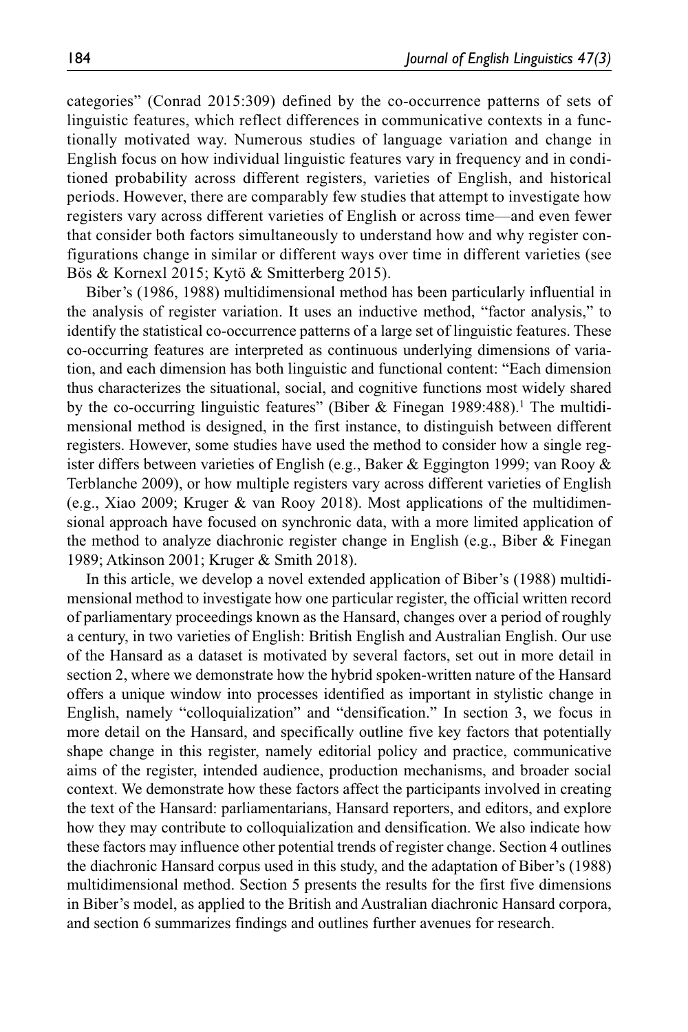categories" (Conrad 2015:309) defined by the co-occurrence patterns of sets of linguistic features, which reflect differences in communicative contexts in a functionally motivated way. Numerous studies of language variation and change in English focus on how individual linguistic features vary in frequency and in conditioned probability across different registers, varieties of English, and historical periods. However, there are comparably few studies that attempt to investigate how registers vary across different varieties of English or across time—and even fewer that consider both factors simultaneously to understand how and why register configurations change in similar or different ways over time in different varieties (see Bös & Kornexl 2015; Kytö & Smitterberg 2015).

Biber's (1986, 1988) multidimensional method has been particularly influential in the analysis of register variation. It uses an inductive method, "factor analysis," to identify the statistical co-occurrence patterns of a large set of linguistic features. These co-occurring features are interpreted as continuous underlying dimensions of variation, and each dimension has both linguistic and functional content: "Each dimension thus characterizes the situational, social, and cognitive functions most widely shared by the co-occurring linguistic features" (Biber & Finegan 1989:488).[1] The multidimensional method is designed, in the first instance, to distinguish between different registers. However, some studies have used the method to consider how a single register differs between varieties of English (e.g., Baker & Eggington 1999; van Rooy & Terblanche 2009), or how multiple registers vary across different varieties of English (e.g., Xiao 2009; Kruger & van Rooy 2018). Most applications of the multidimensional approach have focused on synchronic data, with a more limited application of the method to analyze diachronic register change in English (e.g., Biber & Finegan 1989; Atkinson 2001; Kruger & Smith 2018).

In this article, we develop a novel extended application of Biber's (1988) multidimensional method to investigate how one particular register, the official written record of parliamentary proceedings known as the Hansard, changes over a period of roughly a century, in two varieties of English: British English and Australian English. Our use of the Hansard as a dataset is motivated by several factors, set out in more detail in section 2, where we demonstrate how the hybrid spoken-written nature of the Hansard offers a unique window into processes identified as important in stylistic change in English, namely "colloquialization" and "densification." In section 3, we focus in more detail on the Hansard, and specifically outline five key factors that potentially shape change in this register, namely editorial policy and practice, communicative aims of the register, intended audience, production mechanisms, and broader social context. We demonstrate how these factors affect the participants involved in creating the text of the Hansard: parliamentarians, Hansard reporters, and editors, and explore how they may contribute to colloquialization and densification. We also indicate how these factors may influence other potential trends of register change. Section 4 outlines the diachronic Hansard corpus used in this study, and the adaptation of Biber's (1988) multidimensional method. Section 5 presents the results for the first five dimensions in Biber's model, as applied to the British and Australian diachronic Hansard corpora, and section 6 summarizes findings and outlines further avenues for research.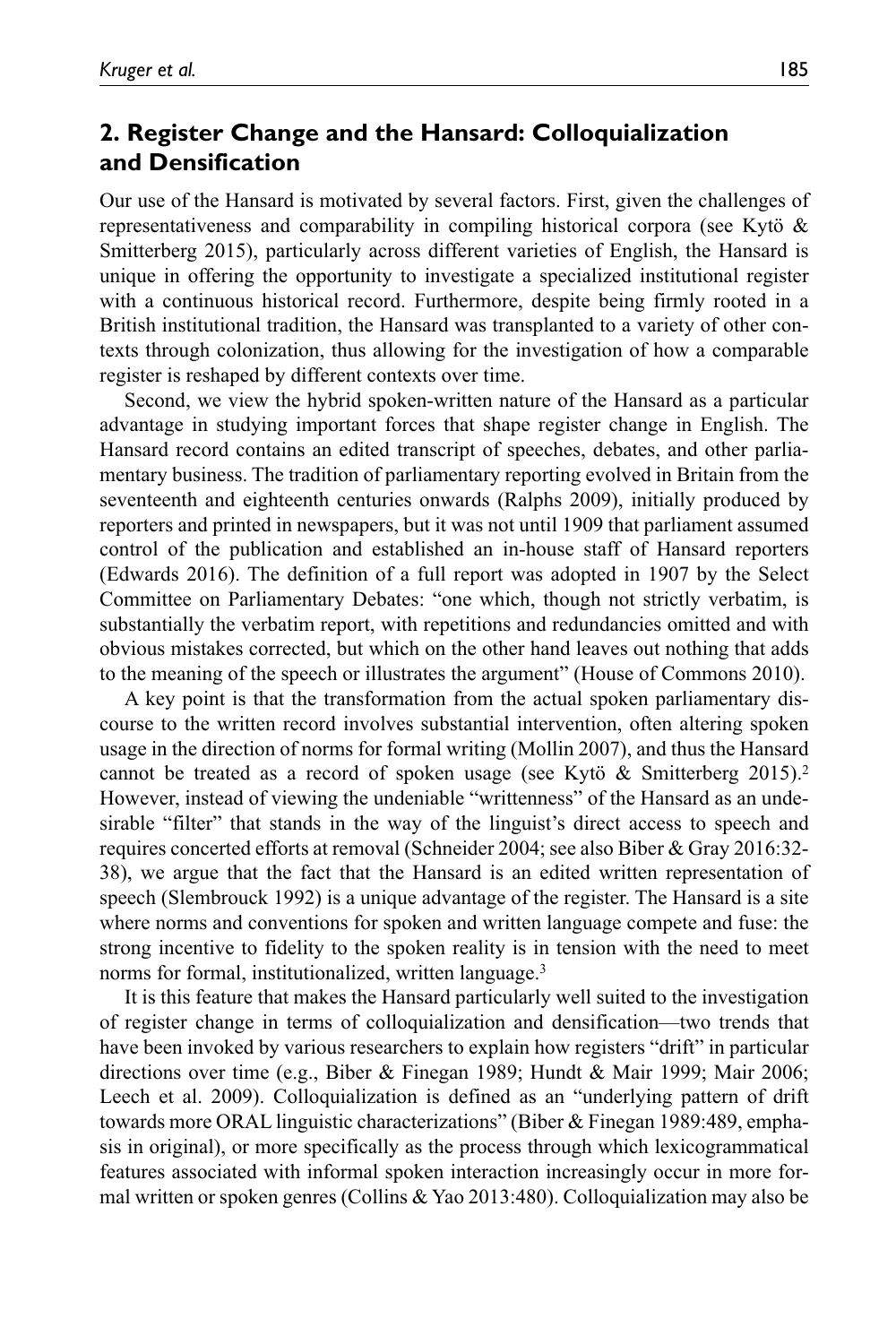## 2. Register Change and the Hansard: Colloquialization and Densification

Our use of the Hansard is motivated by several factors. First, given the challenges of representativeness and comparability in compiling historical corpora (see Kytö & Smitterberg 2015), particularly across different varieties of English, the Hansard is unique in offering the opportunity to investigate a specialized institutional register with a continuous historical record. Furthermore, despite being firmly rooted in a British institutional tradition, the Hansard was transplanted to a variety of other contexts through colonization, thus allowing for the investigation of how a comparable register is reshaped by different contexts over time.

Second, we view the hybrid spoken-written nature of the Hansard as a particular advantage in studying important forces that shape register change in English. The Hansard record contains an edited transcript of speeches, debates, and other parliamentary business. The tradition of parliamentary reporting evolved in Britain from the seventeenth and eighteenth centuries onwards (Ralphs 2009), initially produced by reporters and printed in newspapers, but it was not until 1909 that parliament assumed control of the publication and established an in-house staff of Hansard reporters (Edwards 2016). The definition of a full report was adopted in 1907 by the Select Committee on Parliamentary Debates: "one which, though not strictly verbatim, is substantially the verbatim report, with repetitions and redundancies omitted and with obvious mistakes corrected, but which on the other hand leaves out nothing that adds to the meaning of the speech or illustrates the argument" (House of Commons 2010).

A key point is that the transformation from the actual spoken parliamentary discourse to the written record involves substantial intervention, often altering spoken usage in the direction of norms for formal writing (Mollin 2007), and thus the Hansard cannot be treated as a record of spoken usage (see Kytö & Smitterberg 2015).[2] However, instead of viewing the undeniable "writtenness" of the Hansard as an undesirable "filter" that stands in the way of the linguist's direct access to speech and requires concerted efforts at removal (Schneider 2004; see also Biber & Gray 2016:32-38), we argue that the fact that the Hansard is an edited written representation of speech (Slembrouck 1992) is a unique advantage of the register. The Hansard is a site where norms and conventions for spoken and written language compete and fuse: the strong incentive to fidelity to the spoken reality is in tension with the need to meet norms for formal, institutionalized, written language.[3]

It is this feature that makes the Hansard particularly well suited to the investigation of register change in terms of colloquialization and densification—two trends that have been invoked by various researchers to explain how registers "drift" in particular directions over time (e.g., Biber & Finegan 1989; Hundt & Mair 1999; Mair 2006; Leech et al. 2009). Colloquialization is defined as an "underlying pattern of drift towards more ORAL linguistic characterizations" (Biber & Finegan 1989:489, emphasis in original), or more specifically as the process through which lexicogrammatical features associated with informal spoken interaction increasingly occur in more formal written or spoken genres (Collins & Yao 2013:480). Colloquialization may also be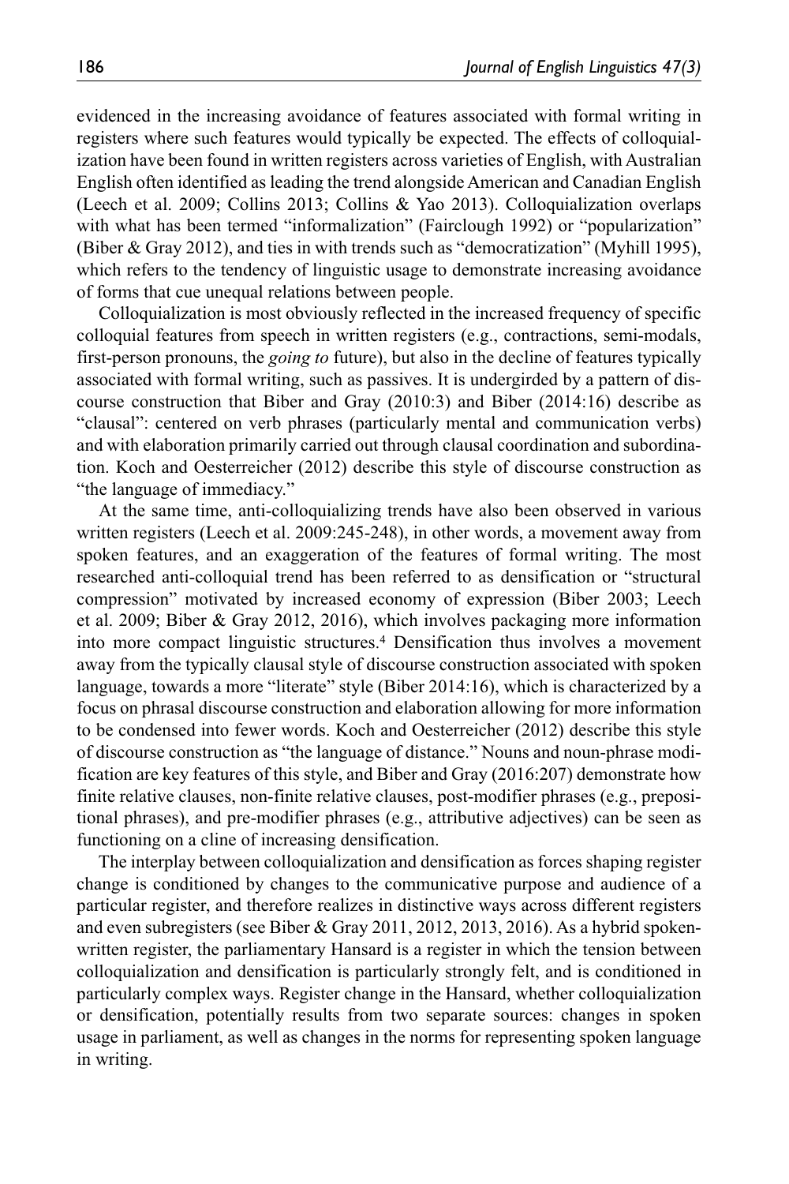evidenced in the increasing avoidance of features associated with formal writing in registers where such features would typically be expected. The effects of colloquialization have been found in written registers across varieties of English, with Australian English often identified as leading the trend alongside American and Canadian English (Leech et al. 2009; Collins 2013; Collins & Yao 2013). Colloquialization overlaps with what has been termed "informalization" (Fairclough 1992) or "popularization" (Biber & Gray 2012), and ties in with trends such as "democratization" (Myhill 1995), which refers to the tendency of linguistic usage to demonstrate increasing avoidance of forms that cue unequal relations between people.

Colloquialization is most obviously reflected in the increased frequency of specific colloquial features from speech in written registers (e.g., contractions, semi-modals, first-person pronouns, the *going to* future), but also in the decline of features typically associated with formal writing, such as passives. It is undergirded by a pattern of discourse construction that Biber and Gray (2010:3) and Biber (2014:16) describe as "clausal": centered on verb phrases (particularly mental and communication verbs) and with elaboration primarily carried out through clausal coordination and subordination. Koch and Oesterreicher (2012) describe this style of discourse construction as "the language of immediacy."

At the same time, anti-colloquializing trends have also been observed in various written registers (Leech et al. 2009:245-248), in other words, a movement away from spoken features, and an exaggeration of the features of formal writing. The most researched anti-colloquial trend has been referred to as densification or "structural compression" motivated by increased economy of expression (Biber 2003; Leech et al. 2009; Biber & Gray 2012, 2016), which involves packaging more information into more compact linguistic structures.[4] Densification thus involves a movement away from the typically clausal style of discourse construction associated with spoken language, towards a more "literate" style (Biber 2014:16), which is characterized by a focus on phrasal discourse construction and elaboration allowing for more information to be condensed into fewer words. Koch and Oesterreicher (2012) describe this style of discourse construction as "the language of distance." Nouns and noun-phrase modification are key features of this style, and Biber and Gray (2016:207) demonstrate how finite relative clauses, non-finite relative clauses, post-modifier phrases (e.g., prepositional phrases), and pre-modifier phrases (e.g., attributive adjectives) can be seen as functioning on a cline of increasing densification.

The interplay between colloquialization and densification as forces shaping register change is conditioned by changes to the communicative purpose and audience of a particular register, and therefore realizes in distinctive ways across different registers and even subregisters (see Biber & Gray 2011, 2012, 2013, 2016). As a hybrid spoken-written register, the parliamentary Hansard is a register in which the tension between colloquialization and densification is particularly strongly felt, and is conditioned in particularly complex ways. Register change in the Hansard, whether colloquialization or densification, potentially results from two separate sources: changes in spoken usage in parliament, as well as changes in the norms for representing spoken language in writing.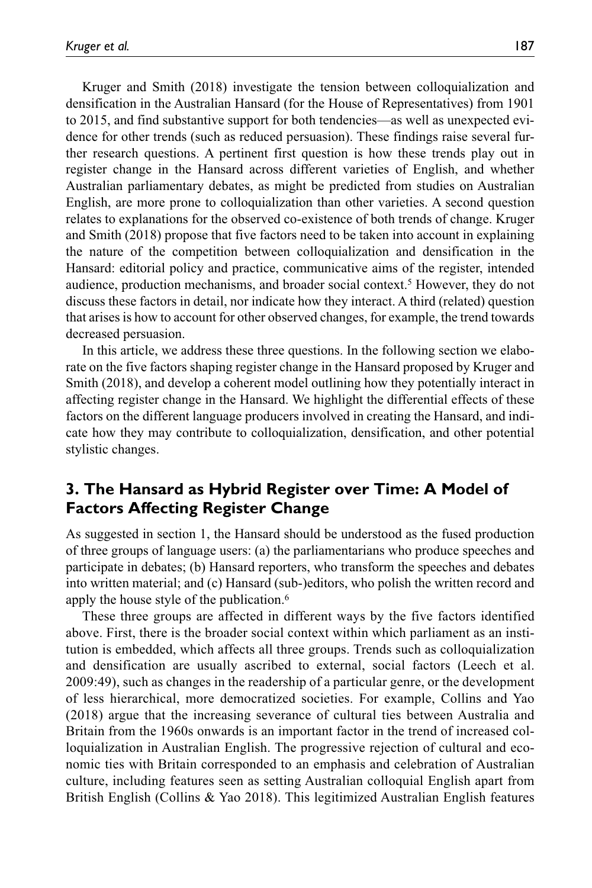Kruger and Smith (2018) investigate the tension between colloquialization and densification in the Australian Hansard (for the House of Representatives) from 1901 to 2015, and find substantive support for both tendencies—as well as unexpected evidence for other trends (such as reduced persuasion). These findings raise several further research questions. A pertinent first question is how these trends play out in register change in the Hansard across different varieties of English, and whether Australian parliamentary debates, as might be predicted from studies on Australian English, are more prone to colloquialization than other varieties. A second question relates to explanations for the observed co-existence of both trends of change. Kruger and Smith (2018) propose that five factors need to be taken into account in explaining the nature of the competition between colloquialization and densification in the Hansard: editorial policy and practice, communicative aims of the register, intended audience, production mechanisms, and broader social context.[5] However, they do not discuss these factors in detail, nor indicate how they interact. A third (related) question that arises is how to account for other observed changes, for example, the trend towards decreased persuasion.

In this article, we address these three questions. In the following section we elaborate on the five factors shaping register change in the Hansard proposed by Kruger and Smith (2018), and develop a coherent model outlining how they potentially interact in affecting register change in the Hansard. We highlight the differential effects of these factors on the different language producers involved in creating the Hansard, and indicate how they may contribute to colloquialization, densification, and other potential stylistic changes.

## 3. The Hansard as Hybrid Register over Time: A Model of Factors Affecting Register Change

As suggested in section 1, the Hansard should be understood as the fused production of three groups of language users: (a) the parliamentarians who produce speeches and participate in debates; (b) Hansard reporters, who transform the speeches and debates into written material; and (c) Hansard (sub-)editors, who polish the written record and apply the house style of the publication.[6]

These three groups are affected in different ways by the five factors identified above. First, there is the broader social context within which parliament as an institution is embedded, which affects all three groups. Trends such as colloquialization and densification are usually ascribed to external, social factors (Leech et al. 2009:49), such as changes in the readership of a particular genre, or the development of less hierarchical, more democratized societies. For example, Collins and Yao (2018) argue that the increasing severance of cultural ties between Australia and Britain from the 1960s onwards is an important factor in the trend of increased colloquialization in Australian English. The progressive rejection of cultural and economic ties with Britain corresponded to an emphasis and celebration of Australian culture, including features seen as setting Australian colloquial English apart from British English (Collins & Yao 2018). This legitimized Australian English features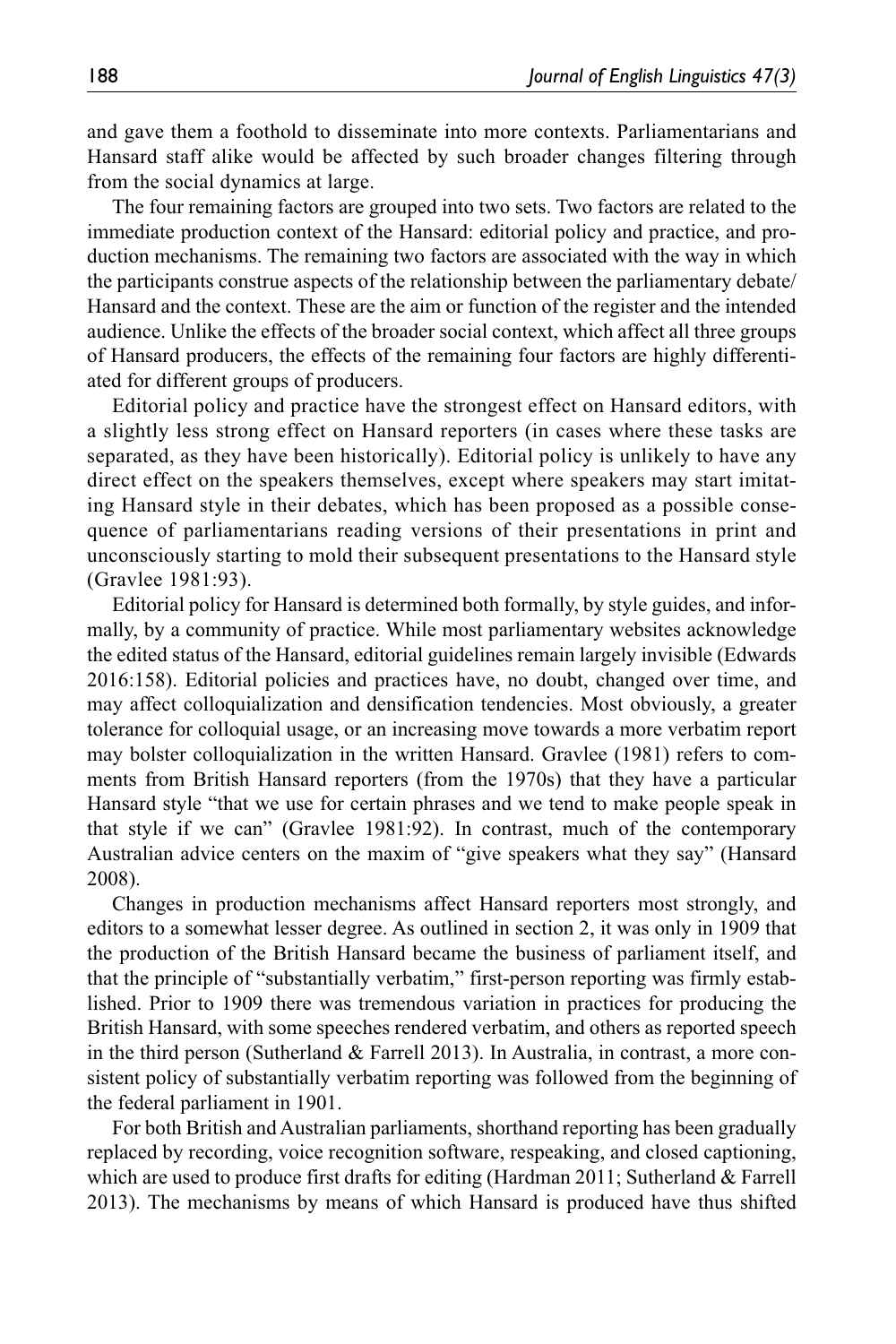and gave them a foothold to disseminate into more contexts. Parliamentarians and Hansard staff alike would be affected by such broader changes filtering through from the social dynamics at large.

The four remaining factors are grouped into two sets. Two factors are related to the immediate production context of the Hansard: editorial policy and practice, and production mechanisms. The remaining two factors are associated with the way in which the participants construe aspects of the relationship between the parliamentary debate/Hansard and the context. These are the aim or function of the register and the intended audience. Unlike the effects of the broader social context, which affect all three groups of Hansard producers, the effects of the remaining four factors are highly differentiated for different groups of producers.

Editorial policy and practice have the strongest effect on Hansard editors, with a slightly less strong effect on Hansard reporters (in cases where these tasks are separated, as they have been historically). Editorial policy is unlikely to have any direct effect on the speakers themselves, except where speakers may start imitating Hansard style in their debates, which has been proposed as a possible consequence of parliamentarians reading versions of their presentations in print and unconsciously starting to mold their subsequent presentations to the Hansard style (Gravlee 1981:93).

Editorial policy for Hansard is determined both formally, by style guides, and informally, by a community of practice. While most parliamentary websites acknowledge the edited status of the Hansard, editorial guidelines remain largely invisible (Edwards 2016:158). Editorial policies and practices have, no doubt, changed over time, and may affect colloquialization and densification tendencies. Most obviously, a greater tolerance for colloquial usage, or an increasing move towards a more verbatim report may bolster colloquialization in the written Hansard. Gravlee (1981) refers to comments from British Hansard reporters (from the 1970s) that they have a particular Hansard style "that we use for certain phrases and we tend to make people speak in that style if we can" (Gravlee 1981:92). In contrast, much of the contemporary Australian advice centers on the maxim of "give speakers what they say" (Hansard 2008).

Changes in production mechanisms affect Hansard reporters most strongly, and editors to a somewhat lesser degree. As outlined in section 2, it was only in 1909 that the production of the British Hansard became the business of parliament itself, and that the principle of "substantially verbatim," first-person reporting was firmly established. Prior to 1909 there was tremendous variation in practices for producing the British Hansard, with some speeches rendered verbatim, and others as reported speech in the third person (Sutherland & Farrell 2013). In Australia, in contrast, a more consistent policy of substantially verbatim reporting was followed from the beginning of the federal parliament in 1901.

For both British and Australian parliaments, shorthand reporting has been gradually replaced by recording, voice recognition software, respeaking, and closed captioning, which are used to produce first drafts for editing (Hardman 2011; Sutherland & Farrell 2013). The mechanisms by means of which Hansard is produced have thus shifted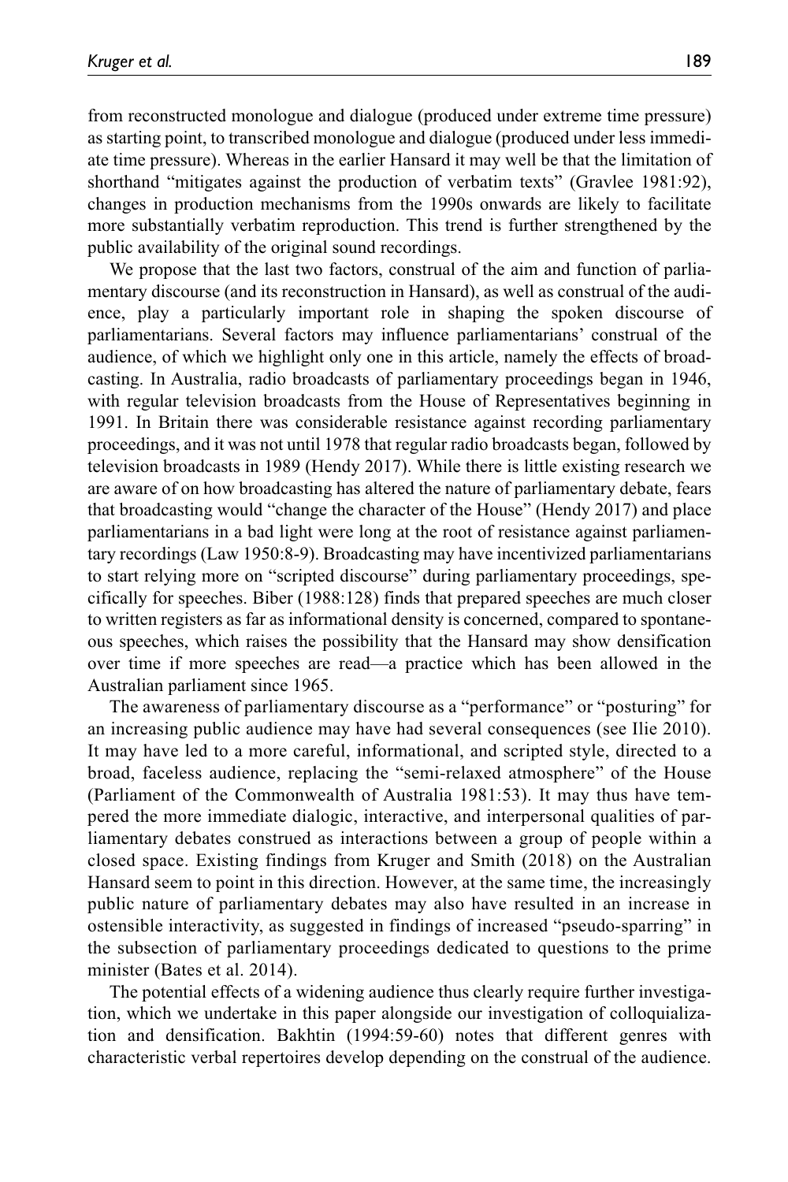from reconstructed monologue and dialogue (produced under extreme time pressure) as starting point, to transcribed monologue and dialogue (produced under less immediate time pressure). Whereas in the earlier Hansard it may well be that the limitation of shorthand "mitigates against the production of verbatim texts" (Gravlee 1981:92), changes in production mechanisms from the 1990s onwards are likely to facilitate more substantially verbatim reproduction. This trend is further strengthened by the public availability of the original sound recordings.

We propose that the last two factors, construal of the aim and function of parliamentary discourse (and its reconstruction in Hansard), as well as construal of the audience, play a particularly important role in shaping the spoken discourse of parliamentarians. Several factors may influence parliamentarians' construal of the audience, of which we highlight only one in this article, namely the effects of broadcasting. In Australia, radio broadcasts of parliamentary proceedings began in 1946, with regular television broadcasts from the House of Representatives beginning in 1991. In Britain there was considerable resistance against recording parliamentary proceedings, and it was not until 1978 that regular radio broadcasts began, followed by television broadcasts in 1989 (Hendy 2017). While there is little existing research we are aware of on how broadcasting has altered the nature of parliamentary debate, fears that broadcasting would "change the character of the House" (Hendy 2017) and place parliamentarians in a bad light were long at the root of resistance against parliamentary recordings (Law 1950:8-9). Broadcasting may have incentivized parliamentarians to start relying more on "scripted discourse" during parliamentary proceedings, specifically for speeches. Biber (1988:128) finds that prepared speeches are much closer to written registers as far as informational density is concerned, compared to spontaneous speeches, which raises the possibility that the Hansard may show densification over time if more speeches are read—a practice which has been allowed in the Australian parliament since 1965.

The awareness of parliamentary discourse as a "performance" or "posturing" for an increasing public audience may have had several consequences (see Ilie 2010). It may have led to a more careful, informational, and scripted style, directed to a broad, faceless audience, replacing the "semi-relaxed atmosphere" of the House (Parliament of the Commonwealth of Australia 1981:53). It may thus have tempered the more immediate dialogic, interactive, and interpersonal qualities of parliamentary debates construed as interactions between a group of people within a closed space. Existing findings from Kruger and Smith (2018) on the Australian Hansard seem to point in this direction. However, at the same time, the increasingly public nature of parliamentary debates may also have resulted in an increase in ostensible interactivity, as suggested in findings of increased "pseudo-sparring" in the subsection of parliamentary proceedings dedicated to questions to the prime minister (Bates et al. 2014).

The potential effects of a widening audience thus clearly require further investigation, which we undertake in this paper alongside our investigation of colloquialization and densification. Bakhtin (1994:59-60) notes that different genres with characteristic verbal repertoires develop depending on the construal of the audience.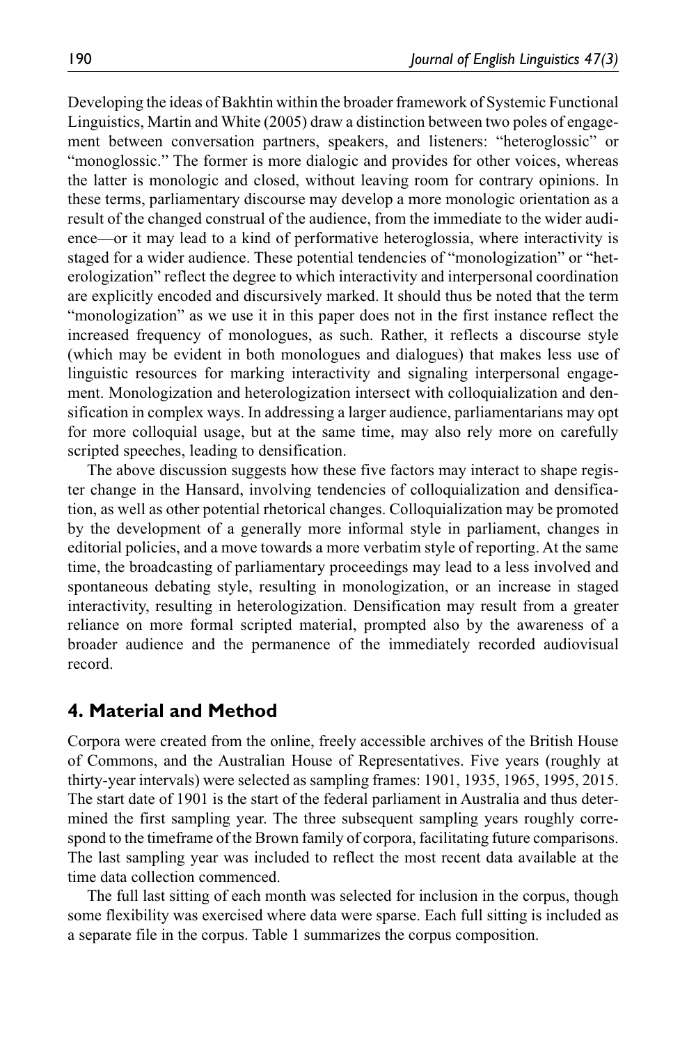Developing the ideas of Bakhtin within the broader framework of Systemic Functional Linguistics, Martin and White (2005) draw a distinction between two poles of engagement between conversation partners, speakers, and listeners: "heteroglossic" or "monoglossic." The former is more dialogic and provides for other voices, whereas the latter is monologic and closed, without leaving room for contrary opinions. In these terms, parliamentary discourse may develop a more monologic orientation as a result of the changed construal of the audience, from the immediate to the wider audience—or it may lead to a kind of performative heteroglossia, where interactivity is staged for a wider audience. These potential tendencies of "monologization" or "heterologization" reflect the degree to which interactivity and interpersonal coordination are explicitly encoded and discursively marked. It should thus be noted that the term "monologization" as we use it in this paper does not in the first instance reflect the increased frequency of monologues, as such. Rather, it reflects a discourse style (which may be evident in both monologues and dialogues) that makes less use of linguistic resources for marking interactivity and signaling interpersonal engagement. Monologization and heterologization intersect with colloquialization and densification in complex ways. In addressing a larger audience, parliamentarians may opt for more colloquial usage, but at the same time, may also rely more on carefully scripted speeches, leading to densification.

The above discussion suggests how these five factors may interact to shape register change in the Hansard, involving tendencies of colloquialization and densification, as well as other potential rhetorical changes. Colloquialization may be promoted by the development of a generally more informal style in parliament, changes in editorial policies, and a move towards a more verbatim style of reporting. At the same time, the broadcasting of parliamentary proceedings may lead to a less involved and spontaneous debating style, resulting in monologization, or an increase in staged interactivity, resulting in heterologization. Densification may result from a greater reliance on more formal scripted material, prompted also by the awareness of a broader audience and the permanence of the immediately recorded audiovisual record.

## 4. Material and Method

Corpora were created from the online, freely accessible archives of the British House of Commons, and the Australian House of Representatives. Five years (roughly at thirty-year intervals) were selected as sampling frames: 1901, 1935, 1965, 1995, 2015. The start date of 1901 is the start of the federal parliament in Australia and thus determined the first sampling year. The three subsequent sampling years roughly correspond to the timeframe of the Brown family of corpora, facilitating future comparisons. The last sampling year was included to reflect the most recent data available at the time data collection commenced.

The full last sitting of each month was selected for inclusion in the corpus, though some flexibility was exercised where data were sparse. Each full sitting is included as a separate file in the corpus. Table 1 summarizes the corpus composition.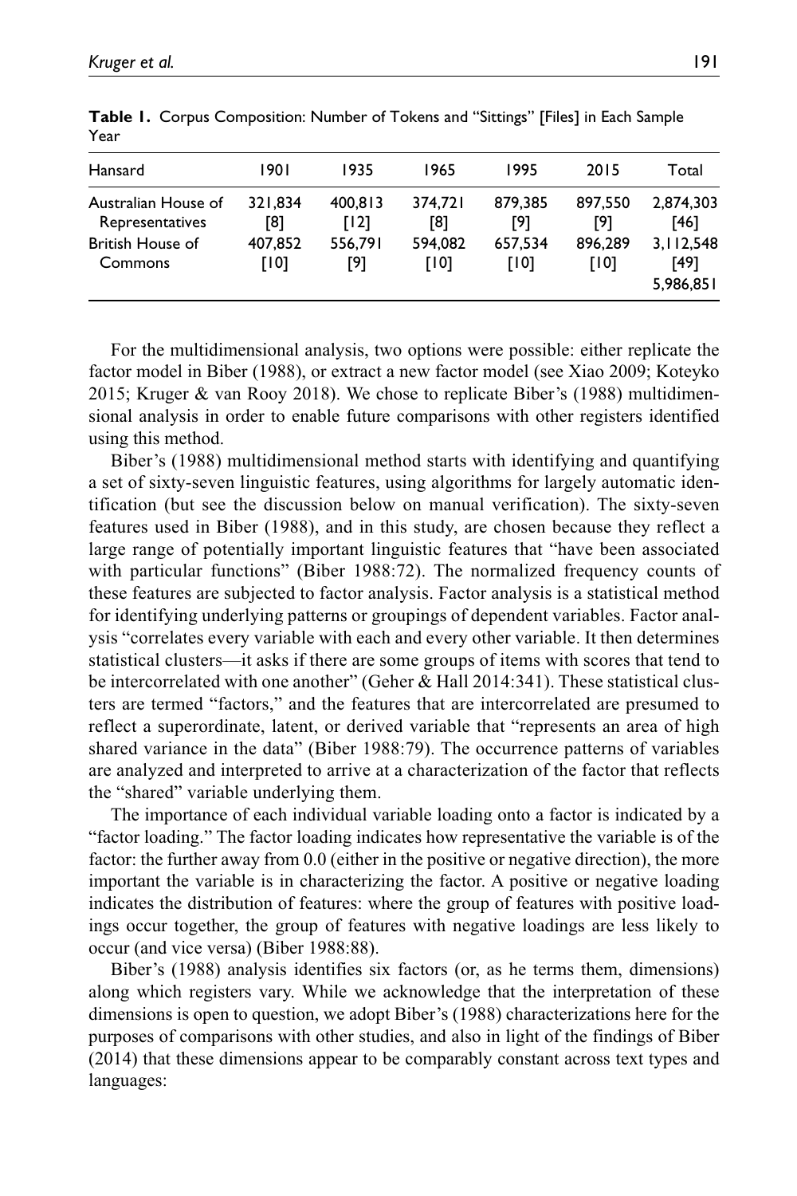**Table 1.** Corpus Composition: Number of Tokens and "Sittings" [Files] in Each Sample Year

| Hansard | 1901 | 1935 | 1965 | 1995 | 2015 | Total |
|---|---|---|---|---|---|---|
| Australian House of Representatives | 321,834 [8] | 400,813 [12] | 374,721 [8] | 879,385 [9] | 897,550 [9] | 2,874,303 [46] |
| British House of Commons | 407,852 [10] | 556,791 [9] | 594,082 [10] | 657,534 [10] | 896,289 [10] | 3,112,548 [49] |
| | | | | | | 5,986,851 |

For the multidimensional analysis, two options were possible: either replicate the factor model in Biber (1988), or extract a new factor model (see Xiao 2009; Koteyko 2015; Kruger & van Rooy 2018). We chose to replicate Biber's (1988) multidimensional analysis in order to enable future comparisons with other registers identified using this method.

Biber's (1988) multidimensional method starts with identifying and quantifying a set of sixty-seven linguistic features, using algorithms for largely automatic identification (but see the discussion below on manual verification). The sixty-seven features used in Biber (1988), and in this study, are chosen because they reflect a large range of potentially important linguistic features that "have been associated with particular functions" (Biber 1988:72). The normalized frequency counts of these features are subjected to factor analysis. Factor analysis is a statistical method for identifying underlying patterns or groupings of dependent variables. Factor analysis "correlates every variable with each and every other variable. It then determines statistical clusters—it asks if there are some groups of items with scores that tend to be intercorrelated with one another" (Geher & Hall 2014:341). These statistical clusters are termed "factors," and the features that are intercorrelated are presumed to reflect a superordinate, latent, or derived variable that "represents an area of high shared variance in the data" (Biber 1988:79). The occurrence patterns of variables are analyzed and interpreted to arrive at a characterization of the factor that reflects the "shared" variable underlying them.

The importance of each individual variable loading onto a factor is indicated by a "factor loading." The factor loading indicates how representative the variable is of the factor: the further away from 0.0 (either in the positive or negative direction), the more important the variable is in characterizing the factor. A positive or negative loading indicates the distribution of features: where the group of features with positive loadings occur together, the group of features with negative loadings are less likely to occur (and vice versa) (Biber 1988:88).

Biber's (1988) analysis identifies six factors (or, as he terms them, dimensions) along which registers vary. While we acknowledge that the interpretation of these dimensions is open to question, we adopt Biber's (1988) characterizations here for the purposes of comparisons with other studies, and also in light of the findings of Biber (2014) that these dimensions appear to be comparably constant across text types and languages: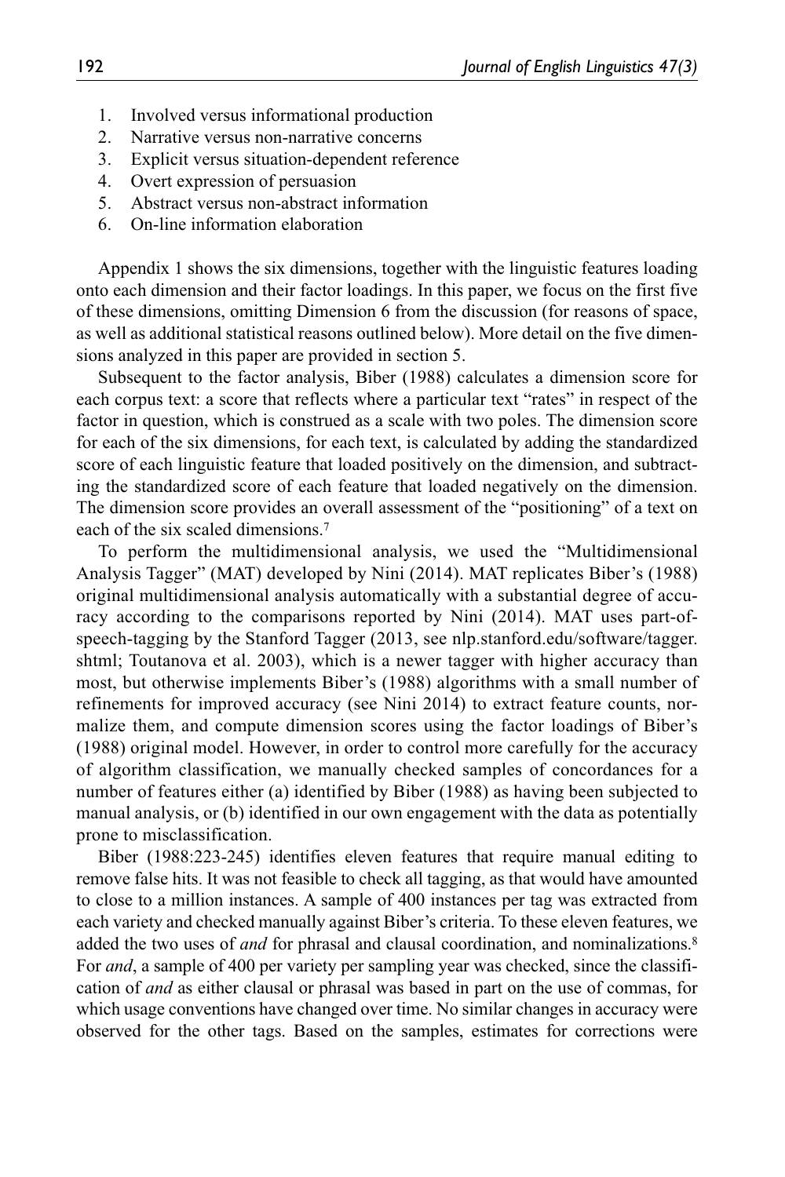1. Involved versus informational production
2. Narrative versus non-narrative concerns
3. Explicit versus situation-dependent reference
4. Overt expression of persuasion
5. Abstract versus non-abstract information
6. On-line information elaboration

Appendix 1 shows the six dimensions, together with the linguistic features loading onto each dimension and their factor loadings. In this paper, we focus on the first five of these dimensions, omitting Dimension 6 from the discussion (for reasons of space, as well as additional statistical reasons outlined below). More detail on the five dimensions analyzed in this paper are provided in section 5.

Subsequent to the factor analysis, Biber (1988) calculates a dimension score for each corpus text: a score that reflects where a particular text "rates" in respect of the factor in question, which is construed as a scale with two poles. The dimension score for each of the six dimensions, for each text, is calculated by adding the standardized score of each linguistic feature that loaded positively on the dimension, and subtracting the standardized score of each feature that loaded negatively on the dimension. The dimension score provides an overall assessment of the "positioning" of a text on each of the six scaled dimensions.[7]

To perform the multidimensional analysis, we used the "Multidimensional Analysis Tagger" (MAT) developed by Nini (2014). MAT replicates Biber's (1988) original multidimensional analysis automatically with a substantial degree of accuracy according to the comparisons reported by Nini (2014). MAT uses part-of-speech-tagging by the Stanford Tagger (2013, see nlp.stanford.edu/software/tagger.shtml; Toutanova et al. 2003), which is a newer tagger with higher accuracy than most, but otherwise implements Biber's (1988) algorithms with a small number of refinements for improved accuracy (see Nini 2014) to extract feature counts, normalize them, and compute dimension scores using the factor loadings of Biber's (1988) original model. However, in order to control more carefully for the accuracy of algorithm classification, we manually checked samples of concordances for a number of features either (a) identified by Biber (1988) as having been subjected to manual analysis, or (b) identified in our own engagement with the data as potentially prone to misclassification.

Biber (1988:223-245) identifies eleven features that require manual editing to remove false hits. It was not feasible to check all tagging, as that would have amounted to close to a million instances. A sample of 400 instances per tag was extracted from each variety and checked manually against Biber's criteria. To these eleven features, we added the two uses of *and* for phrasal and clausal coordination, and nominalizations.[8] For *and*, a sample of 400 per variety per sampling year was checked, since the classification of *and* as either clausal or phrasal was based in part on the use of commas, for which usage conventions have changed over time. No similar changes in accuracy were observed for the other tags. Based on the samples, estimates for corrections were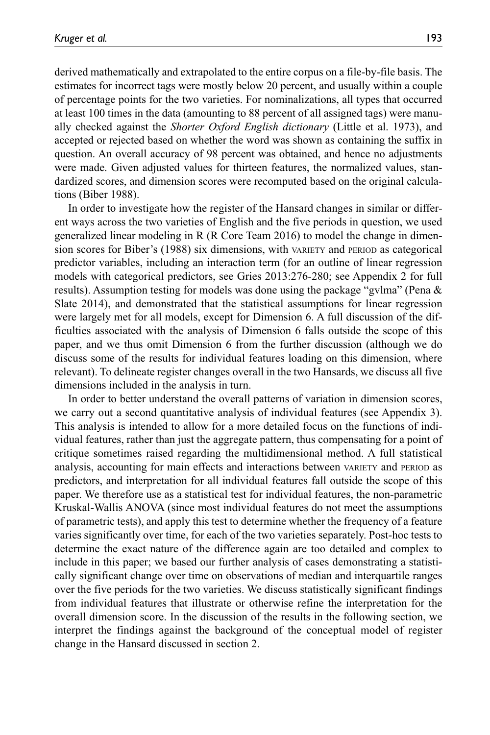derived mathematically and extrapolated to the entire corpus on a file-by-file basis. The estimates for incorrect tags were mostly below 20 percent, and usually within a couple of percentage points for the two varieties. For nominalizations, all types that occurred at least 100 times in the data (amounting to 88 percent of all assigned tags) were manually checked against the *Shorter Oxford English dictionary* (Little et al. 1973), and accepted or rejected based on whether the word was shown as containing the suffix in question. An overall accuracy of 98 percent was obtained, and hence no adjustments were made. Given adjusted values for thirteen features, the normalized values, standardized scores, and dimension scores were recomputed based on the original calculations (Biber 1988).

In order to investigate how the register of the Hansard changes in similar or different ways across the two varieties of English and the five periods in question, we used generalized linear modeling in R (R Core Team 2016) to model the change in dimension scores for Biber's (1988) six dimensions, with VARIETY and PERIOD as categorical predictor variables, including an interaction term (for an outline of linear regression models with categorical predictors, see Gries 2013:276-280; see Appendix 2 for full results). Assumption testing for models was done using the package "gvlma" (Pena & Slate 2014), and demonstrated that the statistical assumptions for linear regression were largely met for all models, except for Dimension 6. A full discussion of the difficulties associated with the analysis of Dimension 6 falls outside the scope of this paper, and we thus omit Dimension 6 from the further discussion (although we do discuss some of the results for individual features loading on this dimension, where relevant). To delineate register changes overall in the two Hansards, we discuss all five dimensions included in the analysis in turn.

In order to better understand the overall patterns of variation in dimension scores, we carry out a second quantitative analysis of individual features (see Appendix 3). This analysis is intended to allow for a more detailed focus on the functions of individual features, rather than just the aggregate pattern, thus compensating for a point of critique sometimes raised regarding the multidimensional method. A full statistical analysis, accounting for main effects and interactions between VARIETY and PERIOD as predictors, and interpretation for all individual features fall outside the scope of this paper. We therefore use as a statistical test for individual features, the non-parametric Kruskal-Wallis ANOVA (since most individual features do not meet the assumptions of parametric tests), and apply this test to determine whether the frequency of a feature varies significantly over time, for each of the two varieties separately. Post-hoc tests to determine the exact nature of the difference again are too detailed and complex to include in this paper; we based our further analysis of cases demonstrating a statistically significant change over time on observations of median and interquartile ranges over the five periods for the two varieties. We discuss statistically significant findings from individual features that illustrate or otherwise refine the interpretation for the overall dimension score. In the discussion of the results in the following section, we interpret the findings against the background of the conceptual model of register change in the Hansard discussed in section 2.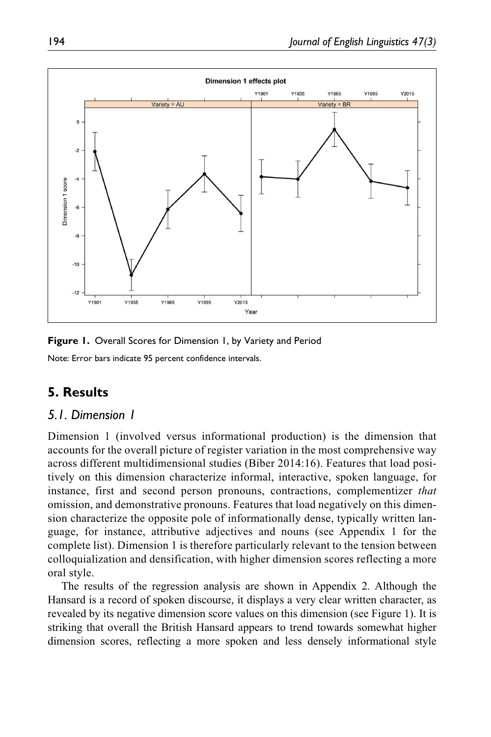Figure 1. Overall Scores for Dimension 1, by Variety and Period

Note: Error bars indicate 95 percent confidence intervals.

## 5. Results

### 5.1. Dimension 1

Dimension 1 (involved versus informational production) is the dimension that accounts for the overall picture of register variation in the most comprehensive way across different multidimensional studies (Biber 2014:16). Features that load positively on this dimension characterize informal, interactive, spoken language, for instance, first and second person pronouns, contractions, complementizer *that* omission, and demonstrative pronouns. Features that load negatively on this dimension characterize the opposite pole of informationally dense, typically written language, for instance, attributive adjectives and nouns (see Appendix 1 for the complete list). Dimension 1 is therefore particularly relevant to the tension between colloquialization and densification, with higher dimension scores reflecting a more oral style.

The results of the regression analysis are shown in Appendix 2. Although the Hansard is a record of spoken discourse, it displays a very clear written character, as revealed by its negative dimension score values on this dimension (see Figure 1). It is striking that overall the British Hansard appears to trend towards somewhat higher dimension scores, reflecting a more spoken and less densely informational style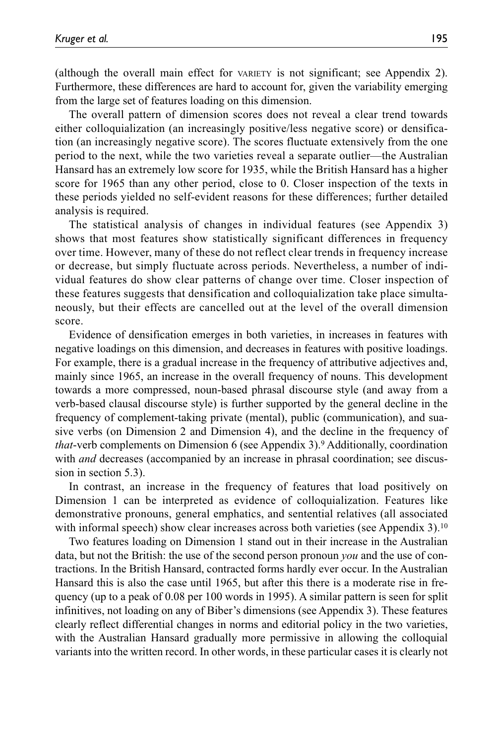(although the overall main effect for VARIETY is not significant; see Appendix 2). Furthermore, these differences are hard to account for, given the variability emerging from the large set of features loading on this dimension.

The overall pattern of dimension scores does not reveal a clear trend towards either colloquialization (an increasingly positive/less negative score) or densification (an increasingly negative score). The scores fluctuate extensively from the one period to the next, while the two varieties reveal a separate outlier—the Australian Hansard has an extremely low score for 1935, while the British Hansard has a higher score for 1965 than any other period, close to 0. Closer inspection of the texts in these periods yielded no self-evident reasons for these differences; further detailed analysis is required.

The statistical analysis of changes in individual features (see Appendix 3) shows that most features show statistically significant differences in frequency over time. However, many of these do not reflect clear trends in frequency increase or decrease, but simply fluctuate across periods. Nevertheless, a number of individual features do show clear patterns of change over time. Closer inspection of these features suggests that densification and colloquialization take place simultaneously, but their effects are cancelled out at the level of the overall dimension score.

Evidence of densification emerges in both varieties, in increases in features with negative loadings on this dimension, and decreases in features with positive loadings. For example, there is a gradual increase in the frequency of attributive adjectives and, mainly since 1965, an increase in the overall frequency of nouns. This development towards a more compressed, noun-based phrasal discourse style (and away from a verb-based clausal discourse style) is further supported by the general decline in the frequency of complement-taking private (mental), public (communication), and suasive verbs (on Dimension 2 and Dimension 4), and the decline in the frequency of *that*-verb complements on Dimension 6 (see Appendix 3).[9] Additionally, coordination with *and* decreases (accompanied by an increase in phrasal coordination; see discussion in section 5.3).

In contrast, an increase in the frequency of features that load positively on Dimension 1 can be interpreted as evidence of colloquialization. Features like demonstrative pronouns, general emphatics, and sentential relatives (all associated with informal speech) show clear increases across both varieties (see Appendix 3).[10]

Two features loading on Dimension 1 stand out in their increase in the Australian data, but not the British: the use of the second person pronoun *you* and the use of contractions. In the British Hansard, contracted forms hardly ever occur. In the Australian Hansard this is also the case until 1965, but after this there is a moderate rise in frequency (up to a peak of 0.08 per 100 words in 1995). A similar pattern is seen for split infinitives, not loading on any of Biber's dimensions (see Appendix 3). These features clearly reflect differential changes in norms and editorial policy in the two varieties, with the Australian Hansard gradually more permissive in allowing the colloquial variants into the written record. In other words, in these particular cases it is clearly not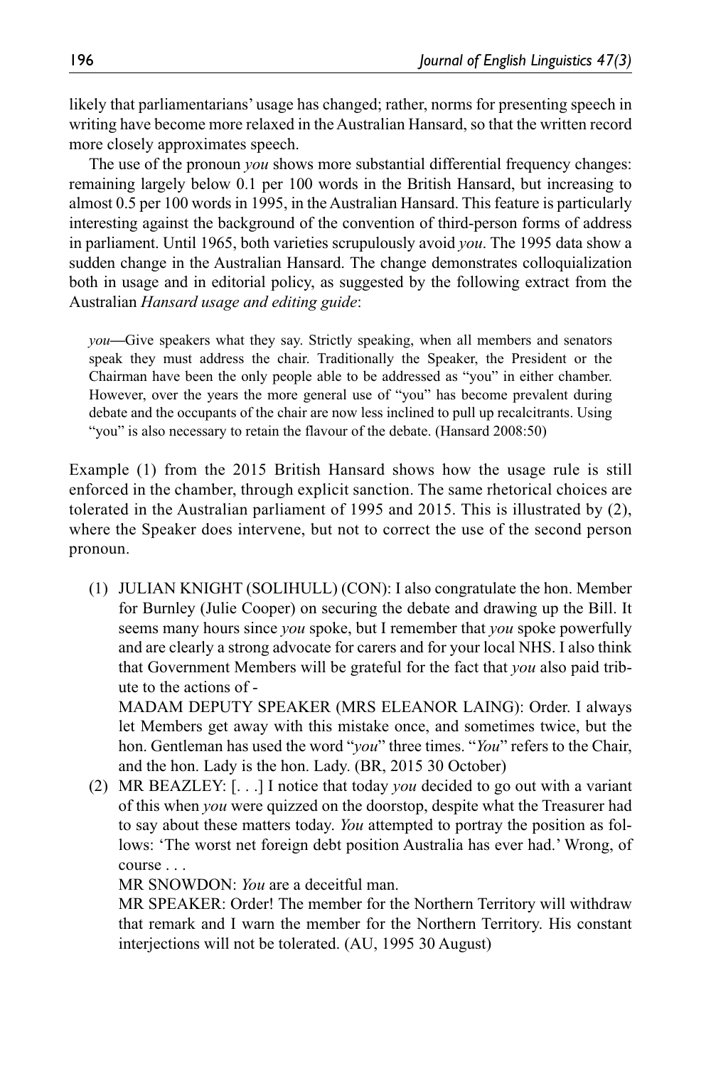likely that parliamentarians' usage has changed; rather, norms for presenting speech in writing have become more relaxed in the Australian Hansard, so that the written record more closely approximates speech.

The use of the pronoun *you* shows more substantial differential frequency changes: remaining largely below 0.1 per 100 words in the British Hansard, but increasing to almost 0.5 per 100 words in 1995, in the Australian Hansard. This feature is particularly interesting against the background of the convention of third-person forms of address in parliament. Until 1965, both varieties scrupulously avoid *you*. The 1995 data show a sudden change in the Australian Hansard. The change demonstrates colloquialization both in usage and in editorial policy, as suggested by the following extract from the Australian *Hansard usage and editing guide*:

> *you*—Give speakers what they say. Strictly speaking, when all members and senators speak they must address the chair. Traditionally the Speaker, the President or the Chairman have been the only people able to be addressed as "you" in either chamber. However, over the years the more general use of "you" has become prevalent during debate and the occupants of the chair are now less inclined to pull up recalcitrants. Using "you" is also necessary to retain the flavour of the debate. (Hansard 2008:50)

Example (1) from the 2015 British Hansard shows how the usage rule is still enforced in the chamber, through explicit sanction. The same rhetorical choices are tolerated in the Australian parliament of 1995 and 2015. This is illustrated by (2), where the Speaker does intervene, but not to correct the use of the second person pronoun.

(1) JULIAN KNIGHT (SOLIHULL) (CON): I also congratulate the hon. Member for Burnley (Julie Cooper) on securing the debate and drawing up the Bill. It seems many hours since *you* spoke, but I remember that *you* spoke powerfully and are clearly a strong advocate for carers and for your local NHS. I also think that Government Members will be grateful for the fact that *you* also paid tribute to the actions of -

MADAM DEPUTY SPEAKER (MRS ELEANOR LAING): Order. I always let Members get away with this mistake once, and sometimes twice, but the hon. Gentleman has used the word "*you*" three times. "*You*" refers to the Chair, and the hon. Lady is the hon. Lady. (BR, 2015 30 October)

(2) MR BEAZLEY: [. . .] I notice that today *you* decided to go out with a variant of this when *you* were quizzed on the doorstep, despite what the Treasurer had to say about these matters today. *You* attempted to portray the position as follows: 'The worst net foreign debt position Australia has ever had.' Wrong, of course . . .

MR SNOWDON: *You* are a deceitful man.

MR SPEAKER: Order! The member for the Northern Territory will withdraw that remark and I warn the member for the Northern Territory. His constant interjections will not be tolerated. (AU, 1995 30 August)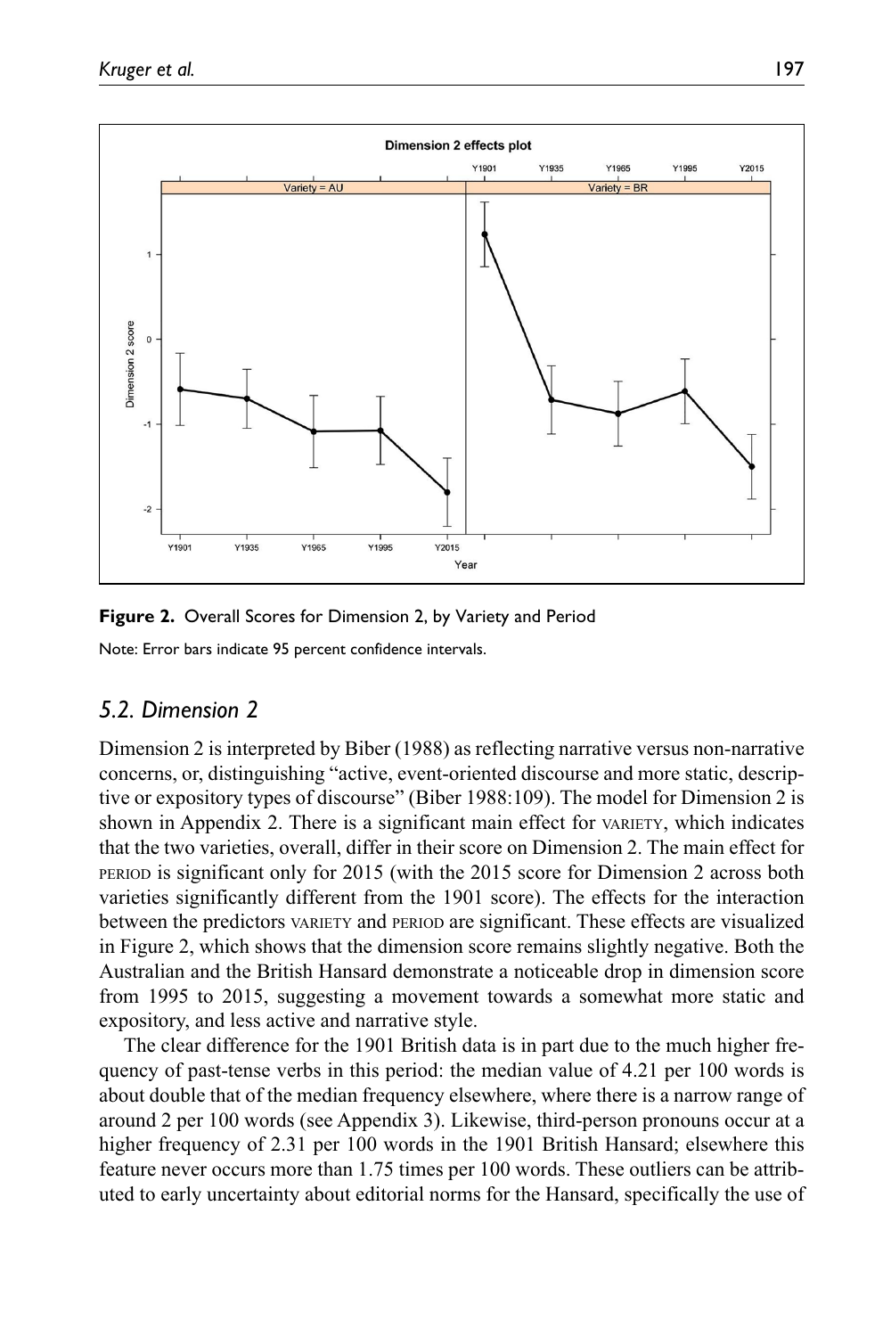**Figure 2.** Overall Scores for Dimension 2, by Variety and Period

Note: Error bars indicate 95 percent confidence intervals.

## 5.2. Dimension 2

Dimension 2 is interpreted by Biber (1988) as reflecting narrative versus non-narrative concerns, or, distinguishing "active, event-oriented discourse and more static, descriptive or expository types of discourse" (Biber 1988:109). The model for Dimension 2 is shown in Appendix 2. There is a significant main effect for VARIETY, which indicates that the two varieties, overall, differ in their score on Dimension 2. The main effect for PERIOD is significant only for 2015 (with the 2015 score for Dimension 2 across both varieties significantly different from the 1901 score). The effects for the interaction between the predictors VARIETY and PERIOD are significant. These effects are visualized in Figure 2, which shows that the dimension score remains slightly negative. Both the Australian and the British Hansard demonstrate a noticeable drop in dimension score from 1995 to 2015, suggesting a movement towards a somewhat more static and expository, and less active and narrative style.

The clear difference for the 1901 British data is in part due to the much higher frequency of past-tense verbs in this period: the median value of 4.21 per 100 words is about double that of the median frequency elsewhere, where there is a narrow range of around 2 per 100 words (see Appendix 3). Likewise, third-person pronouns occur at a higher frequency of 2.31 per 100 words in the 1901 British Hansard; elsewhere this feature never occurs more than 1.75 times per 100 words. These outliers can be attributed to early uncertainty about editorial norms for the Hansard, specifically the use of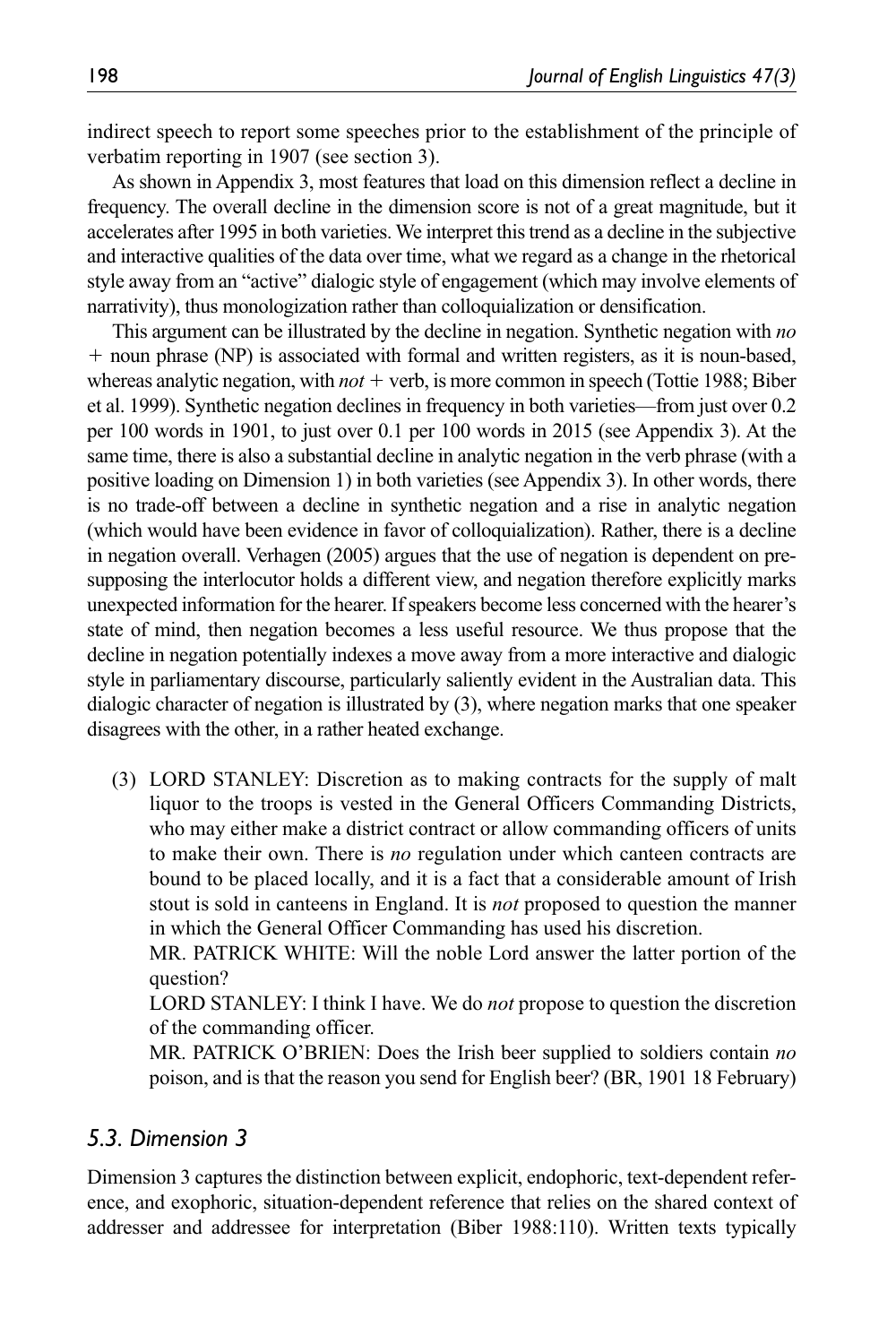indirect speech to report some speeches prior to the establishment of the principle of verbatim reporting in 1907 (see section 3).

As shown in Appendix 3, most features that load on this dimension reflect a decline in frequency. The overall decline in the dimension score is not of a great magnitude, but it accelerates after 1995 in both varieties. We interpret this trend as a decline in the subjective and interactive qualities of the data over time, what we regard as a change in the rhetorical style away from an "active" dialogic style of engagement (which may involve elements of narrativity), thus monologization rather than colloquialization or densification.

This argument can be illustrated by the decline in negation. Synthetic negation with *no* + noun phrase (NP) is associated with formal and written registers, as it is noun-based, whereas analytic negation, with *not* + verb, is more common in speech (Tottie 1988; Biber et al. 1999). Synthetic negation declines in frequency in both varieties—from just over 0.2 per 100 words in 1901, to just over 0.1 per 100 words in 2015 (see Appendix 3). At the same time, there is also a substantial decline in analytic negation in the verb phrase (with a positive loading on Dimension 1) in both varieties (see Appendix 3). In other words, there is no trade-off between a decline in synthetic negation and a rise in analytic negation (which would have been evidence in favor of colloquialization). Rather, there is a decline in negation overall. Verhagen (2005) argues that the use of negation is dependent on presupposing the interlocutor holds a different view, and negation therefore explicitly marks unexpected information for the hearer. If speakers become less concerned with the hearer's state of mind, then negation becomes a less useful resource. We thus propose that the decline in negation potentially indexes a move away from a more interactive and dialogic style in parliamentary discourse, particularly saliently evident in the Australian data. This dialogic character of negation is illustrated by (3), where negation marks that one speaker disagrees with the other, in a rather heated exchange.

(3) LORD STANLEY: Discretion as to making contracts for the supply of malt liquor to the troops is vested in the General Officers Commanding Districts, who may either make a district contract or allow commanding officers of units to make their own. There is *no* regulation under which canteen contracts are bound to be placed locally, and it is a fact that a considerable amount of Irish stout is sold in canteens in England. It is *not* proposed to question the manner in which the General Officer Commanding has used his discretion.
MR. PATRICK WHITE: Will the noble Lord answer the latter portion of the question?
LORD STANLEY: I think I have. We do *not* propose to question the discretion of the commanding officer.
MR. PATRICK O'BRIEN: Does the Irish beer supplied to soldiers contain *no* poison, and is that the reason you send for English beer? (BR, 1901 18 February)

### *5.3. Dimension 3*

Dimension 3 captures the distinction between explicit, endophoric, text-dependent reference, and exophoric, situation-dependent reference that relies on the shared context of addresser and addressee for interpretation (Biber 1988:110). Written texts typically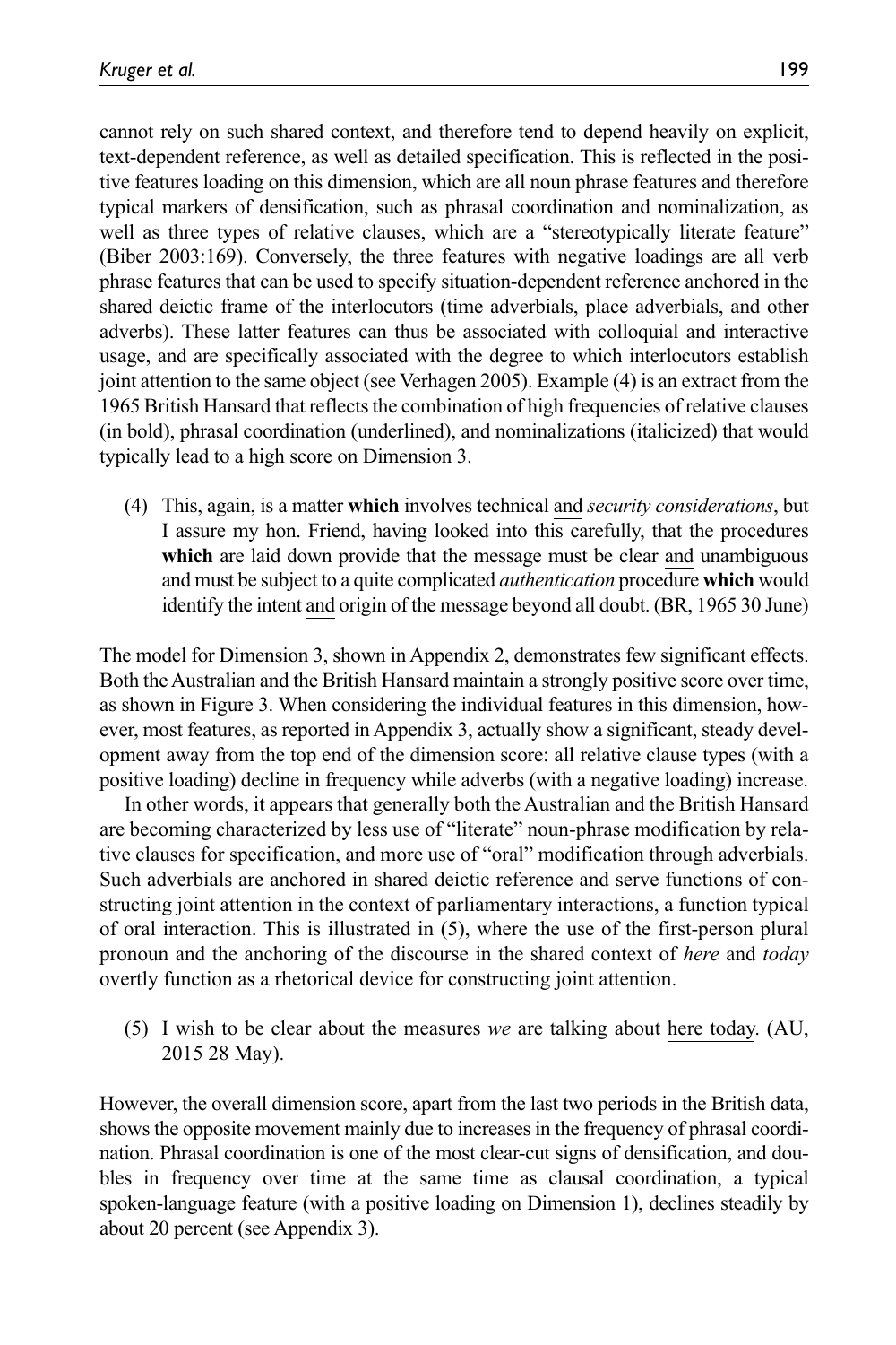cannot rely on such shared context, and therefore tend to depend heavily on explicit, text-dependent reference, as well as detailed specification. This is reflected in the positive features loading on this dimension, which are all noun phrase features and therefore typical markers of densification, such as phrasal coordination and nominalization, as well as three types of relative clauses, which are a "stereotypically literate feature" (Biber 2003:169). Conversely, the three features with negative loadings are all verb phrase features that can be used to specify situation-dependent reference anchored in the shared deictic frame of the interlocutors (time adverbials, place adverbials, and other adverbs). These latter features can thus be associated with colloquial and interactive usage, and are specifically associated with the degree to which interlocutors establish joint attention to the same object (see Verhagen 2005). Example (4) is an extract from the 1965 British Hansard that reflects the combination of high frequencies of relative clauses (in bold), phrasal coordination (underlined), and nominalizations (italicized) that would typically lead to a high score on Dimension 3.

(4) This, again, is a matter **which** involves technical <u>and</u> *security considerations*, but I assure my hon. Friend, having looked into this carefully, that the procedures **which** are laid down provide that the message must be clear <u>and</u> unambiguous and must be subject to a quite complicated *authentication* procedure **which** would identify the intent <u>and</u> origin of the message beyond all doubt. (BR, 1965 30 June)

The model for Dimension 3, shown in Appendix 2, demonstrates few significant effects. Both the Australian and the British Hansard maintain a strongly positive score over time, as shown in Figure 3. When considering the individual features in this dimension, however, most features, as reported in Appendix 3, actually show a significant, steady development away from the top end of the dimension score: all relative clause types (with a positive loading) decline in frequency while adverbs (with a negative loading) increase.

In other words, it appears that generally both the Australian and the British Hansard are becoming characterized by less use of "literate" noun-phrase modification by relative clauses for specification, and more use of "oral" modification through adverbials. Such adverbials are anchored in shared deictic reference and serve functions of constructing joint attention in the context of parliamentary interactions, a function typical of oral interaction. This is illustrated in (5), where the use of the first-person plural pronoun and the anchoring of the discourse in the shared context of *here* and *today* overtly function as a rhetorical device for constructing joint attention.

(5) I wish to be clear about the measures *we* are talking about <u>here today</u>. (AU, 2015 28 May).

However, the overall dimension score, apart from the last two periods in the British data, shows the opposite movement mainly due to increases in the frequency of phrasal coordination. Phrasal coordination is one of the most clear-cut signs of densification, and doubles in frequency over time at the same time as clausal coordination, a typical spoken-language feature (with a positive loading on Dimension 1), declines steadily by about 20 percent (see Appendix 3).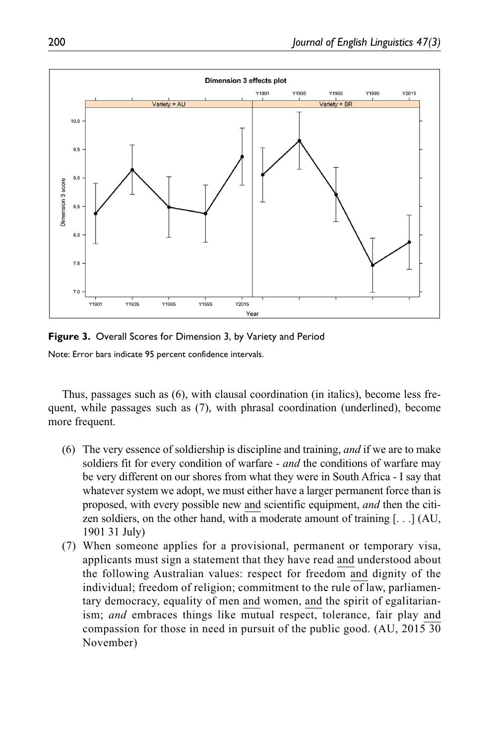**Figure 3.** Overall Scores for Dimension 3, by Variety and Period

Note: Error bars indicate 95 percent confidence intervals.

Thus, passages such as (6), with clausal coordination (in italics), become less frequent, while passages such as (7), with phrasal coordination (underlined), become more frequent.

(6) The very essence of soldiership is discipline and training, *and* if we are to make soldiers fit for every condition of warfare - *and* the conditions of warfare may be very different on our shores from what they were in South Africa - I say that whatever system we adopt, we must either have a larger permanent force than is proposed, with every possible new <u>and</u> scientific equipment, *and* then the citizen soldiers, on the other hand, with a moderate amount of training [. . .] (AU, 1901 31 July)

(7) When someone applies for a provisional, permanent or temporary visa, applicants must sign a statement that they have read <u>and</u> understood about the following Australian values: respect for freedom <u>and</u> dignity of the individual; freedom of religion; commitment to the rule of law, parliamentary democracy, equality of men <u>and</u> women, <u>and</u> the spirit of egalitarianism; *and* embraces things like mutual respect, tolerance, fair play <u>and</u> compassion for those in need in pursuit of the public good. (AU, 2015 30 November)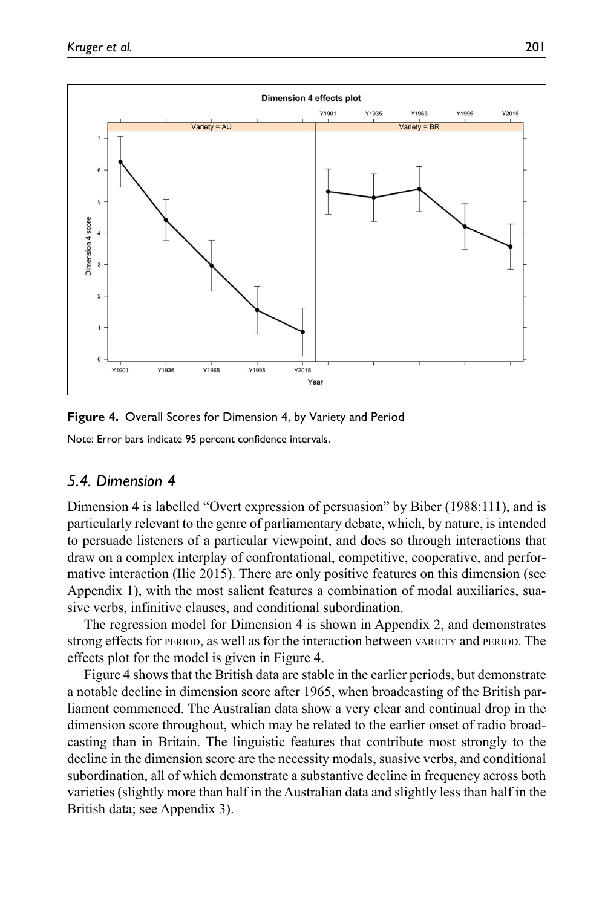**Figure 4.** Overall Scores for Dimension 4, by Variety and Period

Note: Error bars indicate 95 percent confidence intervals.

### 5.4. Dimension 4

Dimension 4 is labelled "Overt expression of persuasion" by Biber (1988:111), and is particularly relevant to the genre of parliamentary debate, which, by nature, is intended to persuade listeners of a particular viewpoint, and does so through interactions that draw on a complex interplay of confrontational, competitive, cooperative, and performative interaction (Ilie 2015). There are only positive features on this dimension (see Appendix 1), with the most salient features a combination of modal auxiliaries, suasive verbs, infinitive clauses, and conditional subordination.

The regression model for Dimension 4 is shown in Appendix 2, and demonstrates strong effects for PERIOD, as well as for the interaction between VARIETY and PERIOD. The effects plot for the model is given in Figure 4.

Figure 4 shows that the British data are stable in the earlier periods, but demonstrate a notable decline in dimension score after 1965, when broadcasting of the British parliament commenced. The Australian data show a very clear and continual drop in the dimension score throughout, which may be related to the earlier onset of radio broadcasting than in Britain. The linguistic features that contribute most strongly to the decline in the dimension score are the necessity modals, suasive verbs, and conditional subordination, all of which demonstrate a substantive decline in frequency across both varieties (slightly more than half in the Australian data and slightly less than half in the British data; see Appendix 3).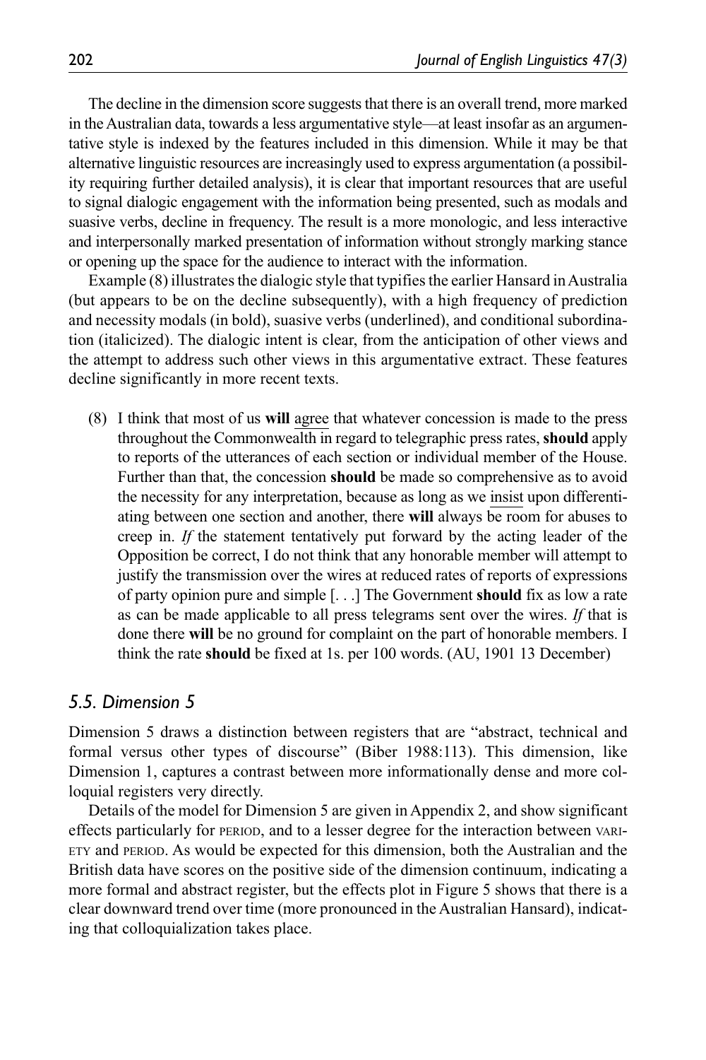The decline in the dimension score suggests that there is an overall trend, more marked in the Australian data, towards a less argumentative style—at least insofar as an argumentative style is indexed by the features included in this dimension. While it may be that alternative linguistic resources are increasingly used to express argumentation (a possibility requiring further detailed analysis), it is clear that important resources that are useful to signal dialogic engagement with the information being presented, such as modals and suasive verbs, decline in frequency. The result is a more monologic, and less interactive and interpersonally marked presentation of information without strongly marking stance or opening up the space for the audience to interact with the information.

Example (8) illustrates the dialogic style that typifies the earlier Hansard in Australia (but appears to be on the decline subsequently), with a high frequency of prediction and necessity modals (in bold), suasive verbs (underlined), and conditional subordination (italicized). The dialogic intent is clear, from the anticipation of other views and the attempt to address such other views in this argumentative extract. These features decline significantly in more recent texts.

> (8) I think that most of us **will** <u>agree</u> that whatever concession is made to the press throughout the Commonwealth in regard to telegraphic press rates, **should** apply to reports of the utterances of each section or individual member of the House. Further than that, the concession **should** be made so comprehensive as to avoid the necessity for any interpretation, because as long as we <u>insist</u> upon differentiating between one section and another, there **will** always be room for abuses to creep in. *If* the statement tentatively put forward by the acting leader of the Opposition be correct, I do not think that any honorable member will attempt to justify the transmission over the wires at reduced rates of reports of expressions of party opinion pure and simple [. . .] The Government **should** fix as low a rate as can be made applicable to all press telegrams sent over the wires. *If* that is done there **will** be no ground for complaint on the part of honorable members. I think the rate **should** be fixed at 1s. per 100 words. (AU, 1901 13 December)

### *5.5. Dimension 5*

Dimension 5 draws a distinction between registers that are "abstract, technical and formal versus other types of discourse" (Biber 1988:113). This dimension, like Dimension 1, captures a contrast between more informationally dense and more colloquial registers very directly.

Details of the model for Dimension 5 are given in Appendix 2, and show significant effects particularly for PERIOD, and to a lesser degree for the interaction between VARIETY and PERIOD. As would be expected for this dimension, both the Australian and the British data have scores on the positive side of the dimension continuum, indicating a more formal and abstract register, but the effects plot in Figure 5 shows that there is a clear downward trend over time (more pronounced in the Australian Hansard), indicating that colloquialization takes place.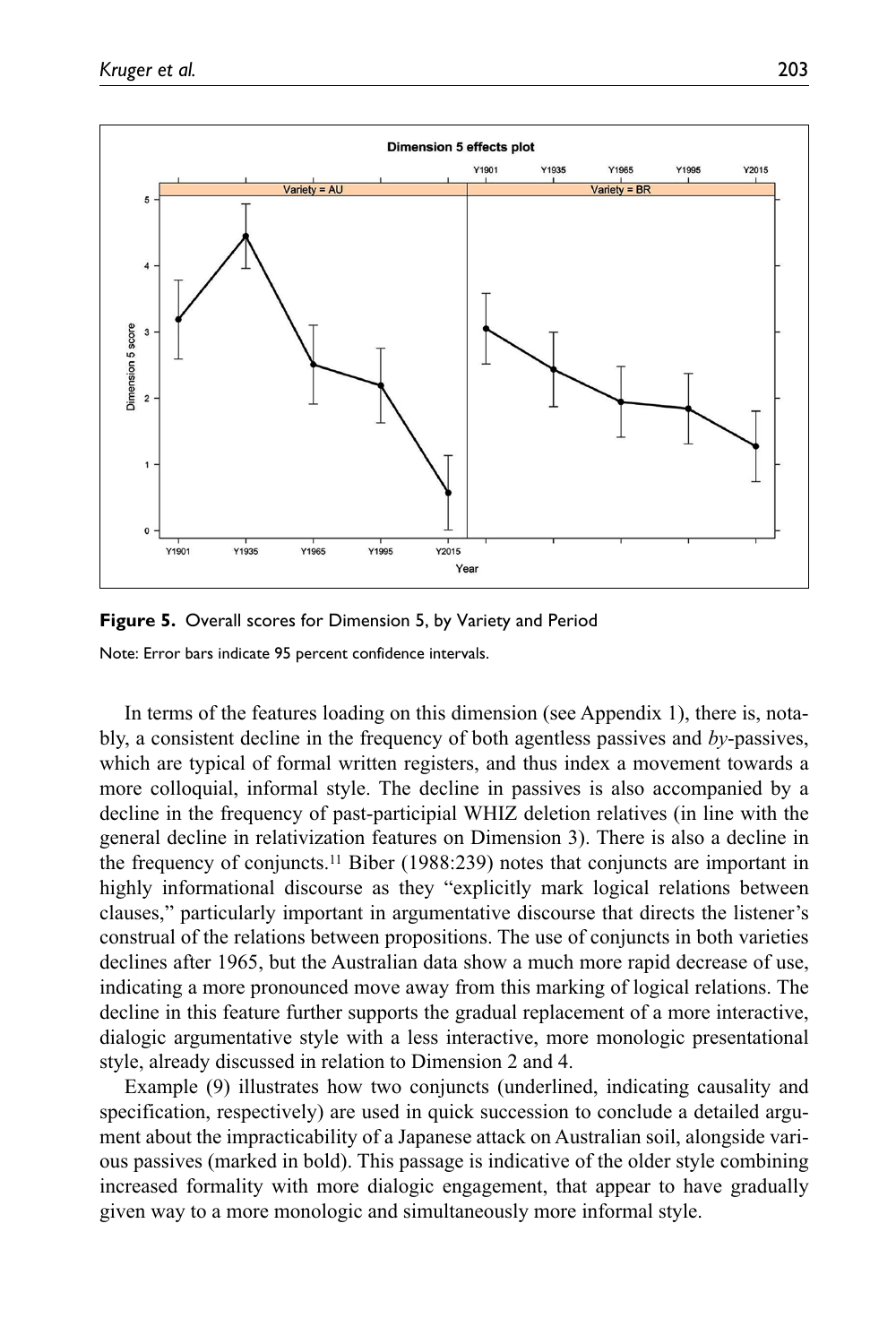**Figure 5.** Overall scores for Dimension 5, by Variety and Period

Note: Error bars indicate 95 percent confidence intervals.

In terms of the features loading on this dimension (see Appendix 1), there is, notably, a consistent decline in the frequency of both agentless passives and *by*-passives, which are typical of formal written registers, and thus index a movement towards a more colloquial, informal style. The decline in passives is also accompanied by a decline in the frequency of past-participial WHIZ deletion relatives (in line with the general decline in relativization features on Dimension 3). There is also a decline in the frequency of conjuncts.[11] Biber (1988:239) notes that conjuncts are important in highly informational discourse as they "explicitly mark logical relations between clauses," particularly important in argumentative discourse that directs the listener's construal of the relations between propositions. The use of conjuncts in both varieties declines after 1965, but the Australian data show a much more rapid decrease of use, indicating a more pronounced move away from this marking of logical relations. The decline in this feature further supports the gradual replacement of a more interactive, dialogic argumentative style with a less interactive, more monologic presentational style, already discussed in relation to Dimension 2 and 4.

Example (9) illustrates how two conjuncts (underlined, indicating causality and specification, respectively) are used in quick succession to conclude a detailed argument about the impracticability of a Japanese attack on Australian soil, alongside various passives (marked in bold). This passage is indicative of the older style combining increased formality with more dialogic engagement, that appear to have gradually given way to a more monologic and simultaneously more informal style.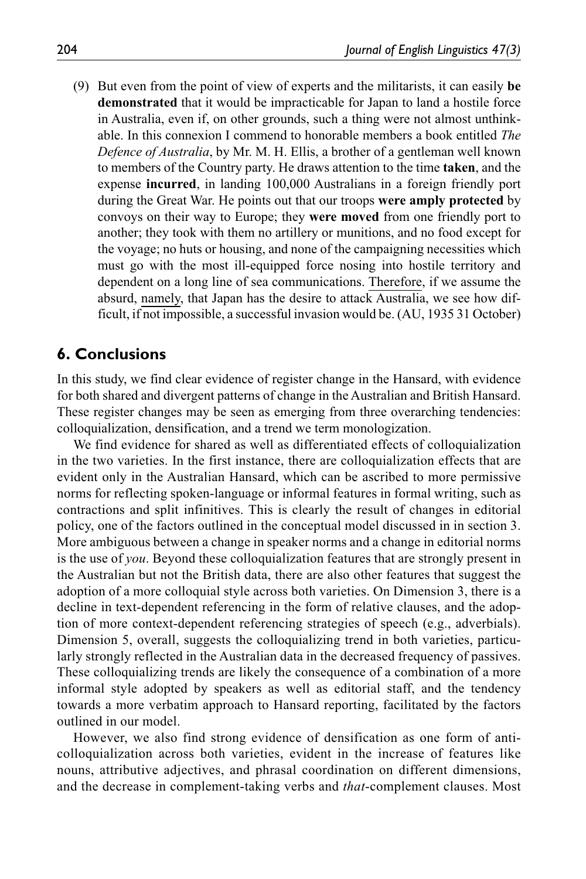(9) But even from the point of view of experts and the militarists, it can easily **be demonstrated** that it would be impracticable for Japan to land a hostile force in Australia, even if, on other grounds, such a thing were not almost unthinkable. In this connexion I commend to honorable members a book entitled *The Defence of Australia*, by Mr. M. H. Ellis, a brother of a gentleman well known to members of the Country party. He draws attention to the time **taken**, and the expense **incurred**, in landing 100,000 Australians in a foreign friendly port during the Great War. He points out that our troops **were amply protected** by convoys on their way to Europe; they **were moved** from one friendly port to another; they took with them no artillery or munitions, and no food except for the voyage; no huts or housing, and none of the campaigning necessities which must go with the most ill-equipped force nosing into hostile territory and dependent on a long line of sea communications. <u>Therefore</u>, if we assume the absurd, <u>namely</u>, that Japan has the desire to attack Australia, we see how difficult, if not impossible, a successful invasion would be. (AU, 1935 31 October)

## 6. Conclusions

In this study, we find clear evidence of register change in the Hansard, with evidence for both shared and divergent patterns of change in the Australian and British Hansard. These register changes may be seen as emerging from three overarching tendencies: colloquialization, densification, and a trend we term monologization.

We find evidence for shared as well as differentiated effects of colloquialization in the two varieties. In the first instance, there are colloquialization effects that are evident only in the Australian Hansard, which can be ascribed to more permissive norms for reflecting spoken-language or informal features in formal writing, such as contractions and split infinitives. This is clearly the result of changes in editorial policy, one of the factors outlined in the conceptual model discussed in in section 3. More ambiguous between a change in speaker norms and a change in editorial norms is the use of *you*. Beyond these colloquialization features that are strongly present in the Australian but not the British data, there are also other features that suggest the adoption of a more colloquial style across both varieties. On Dimension 3, there is a decline in text-dependent referencing in the form of relative clauses, and the adoption of more context-dependent referencing strategies of speech (e.g., adverbials). Dimension 5, overall, suggests the colloquializing trend in both varieties, particularly strongly reflected in the Australian data in the decreased frequency of passives. These colloquializing trends are likely the consequence of a combination of a more informal style adopted by speakers as well as editorial staff, and the tendency towards a more verbatim approach to Hansard reporting, facilitated by the factors outlined in our model.

However, we also find strong evidence of densification as one form of anti-colloquialization across both varieties, evident in the increase of features like nouns, attributive adjectives, and phrasal coordination on different dimensions, and the decrease in complement-taking verbs and *that*-complement clauses. Most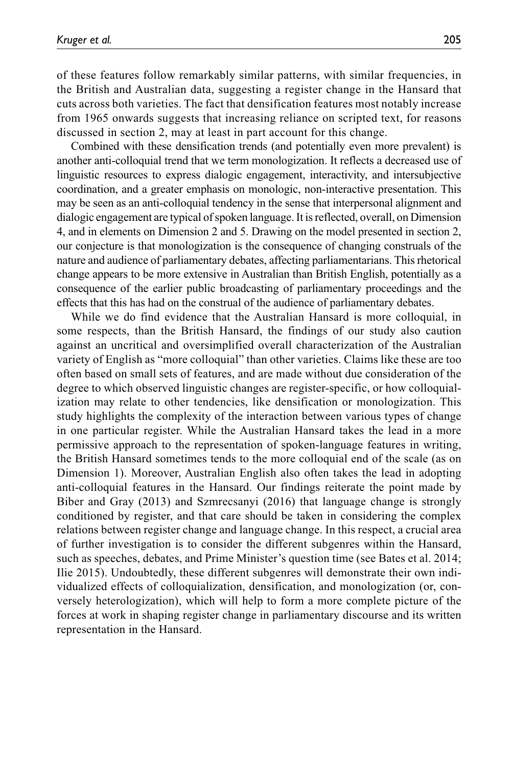of these features follow remarkably similar patterns, with similar frequencies, in the British and Australian data, suggesting a register change in the Hansard that cuts across both varieties. The fact that densification features most notably increase from 1965 onwards suggests that increasing reliance on scripted text, for reasons discussed in section 2, may at least in part account for this change.

Combined with these densification trends (and potentially even more prevalent) is another anti-colloquial trend that we term monologization. It reflects a decreased use of linguistic resources to express dialogic engagement, interactivity, and intersubjective coordination, and a greater emphasis on monologic, non-interactive presentation. This may be seen as an anti-colloquial tendency in the sense that interpersonal alignment and dialogic engagement are typical of spoken language. It is reflected, overall, on Dimension 4, and in elements on Dimension 2 and 5. Drawing on the model presented in section 2, our conjecture is that monologization is the consequence of changing construals of the nature and audience of parliamentary debates, affecting parliamentarians. This rhetorical change appears to be more extensive in Australian than British English, potentially as a consequence of the earlier public broadcasting of parliamentary proceedings and the effects that this has had on the construal of the audience of parliamentary debates.

While we do find evidence that the Australian Hansard is more colloquial, in some respects, than the British Hansard, the findings of our study also caution against an uncritical and oversimplified overall characterization of the Australian variety of English as "more colloquial" than other varieties. Claims like these are too often based on small sets of features, and are made without due consideration of the degree to which observed linguistic changes are register-specific, or how colloquialization may relate to other tendencies, like densification or monologization. This study highlights the complexity of the interaction between various types of change in one particular register. While the Australian Hansard takes the lead in a more permissive approach to the representation of spoken-language features in writing, the British Hansard sometimes tends to the more colloquial end of the scale (as on Dimension 1). Moreover, Australian English also often takes the lead in adopting anti-colloquial features in the Hansard. Our findings reiterate the point made by Biber and Gray (2013) and Szmrecsanyi (2016) that language change is strongly conditioned by register, and that care should be taken in considering the complex relations between register change and language change. In this respect, a crucial area of further investigation is to consider the different subgenres within the Hansard, such as speeches, debates, and Prime Minister's question time (see Bates et al. 2014; Ilie 2015). Undoubtedly, these different subgenres will demonstrate their own individualized effects of colloquialization, densification, and monologization (or, conversely heterologization), which will help to form a more complete picture of the forces at work in shaping register change in parliamentary discourse and its written representation in the Hansard.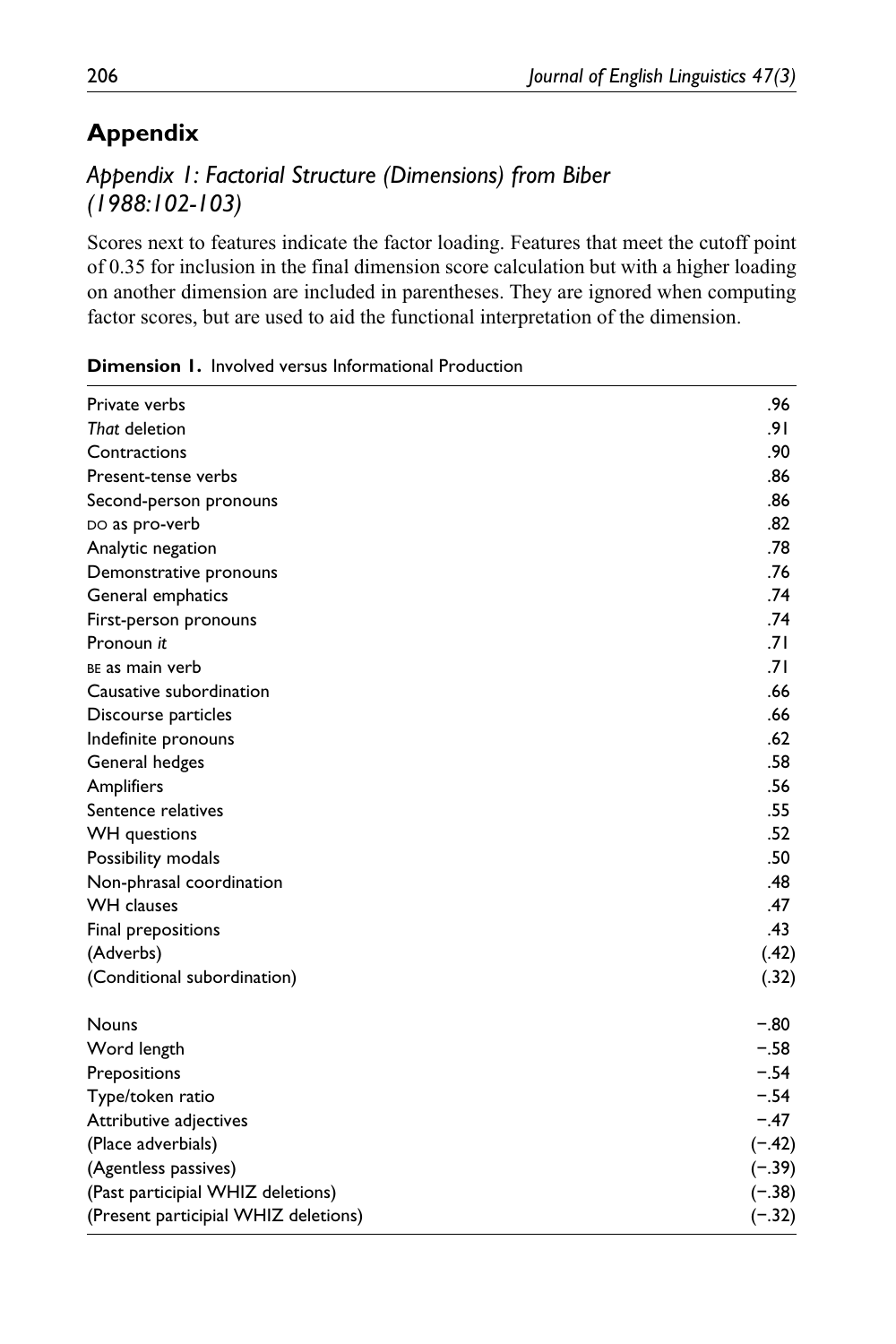## Appendix

### *Appendix 1: Factorial Structure (Dimensions) from Biber (1988:102-103)*

Scores next to features indicate the factor loading. Features that meet the cutoff point of 0.35 for inclusion in the final dimension score calculation but with a higher loading on another dimension are included in parentheses. They are ignored when computing factor scores, but are used to aid the functional interpretation of the dimension.

**Dimension 1.** Involved versus Informational Production

| | |
|---|---|
| Private verbs | .96 |
| *That* deletion | .91 |
| Contractions | .90 |
| Present-tense verbs | .86 |
| Second-person pronouns | .86 |
| DO as pro-verb | .82 |
| Analytic negation | .78 |
| Demonstrative pronouns | .76 |
| General emphatics | .74 |
| First-person pronouns | .74 |
| Pronoun *it* | .71 |
| BE as main verb | .71 |
| Causative subordination | .66 |
| Discourse particles | .66 |
| Indefinite pronouns | .62 |
| General hedges | .58 |
| Amplifiers | .56 |
| Sentence relatives | .55 |
| WH questions | .52 |
| Possibility modals | .50 |
| Non-phrasal coordination | .48 |
| WH clauses | .47 |
| Final prepositions | .43 |
| (Adverbs) | (.42) |
| (Conditional subordination) | (.32) |
| Nouns | −.80 |
| Word length | −.58 |
| Prepositions | −.54 |
| Type/token ratio | −.54 |
| Attributive adjectives | −.47 |
| (Place adverbials) | (−.42) |
| (Agentless passives) | (−.39) |
| (Past participial WHIZ deletions) | (−.38) |
| (Present participial WHIZ deletions) | (−.32) |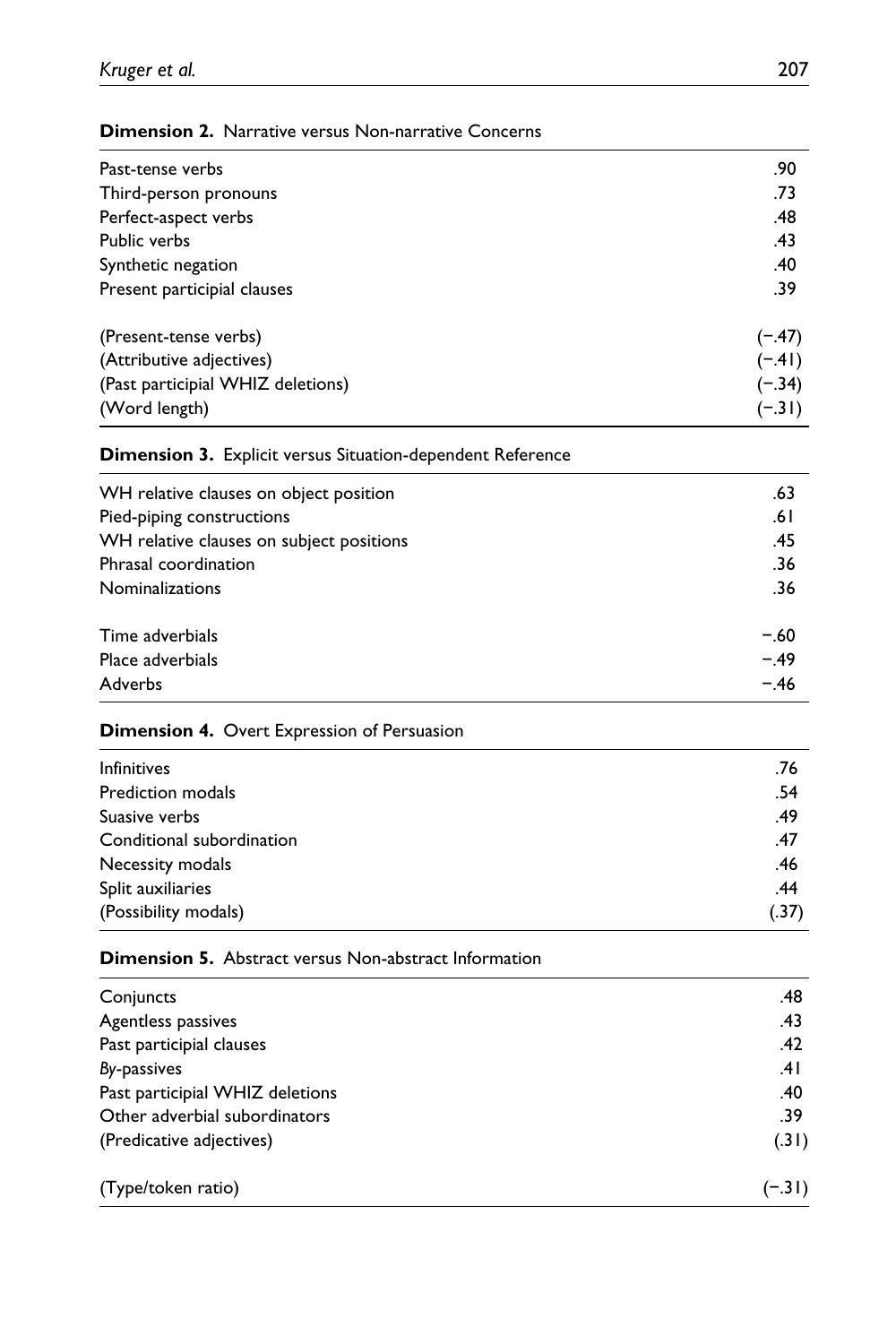**Dimension 2.** Narrative versus Non-narrative Concerns

| | |
|---|---|
| Past-tense verbs | .90 |
| Third-person pronouns | .73 |
| Perfect-aspect verbs | .48 |
| Public verbs | .43 |
| Synthetic negation | .40 |
| Present participial clauses | .39 |
| | |
| (Present-tense verbs) | (−.47) |
| (Attributive adjectives) | (−.41) |
| (Past participial WHIZ deletions) | (−.34) |
| (Word length) | (−.31) |

**Dimension 3.** Explicit versus Situation-dependent Reference

| | |
|---|---|
| WH relative clauses on object position | .63 |
| Pied-piping constructions | .61 |
| WH relative clauses on subject positions | .45 |
| Phrasal coordination | .36 |
| Nominalizations | .36 |
| | |
| Time adverbials | −.60 |
| Place adverbials | −.49 |
| Adverbs | −.46 |

**Dimension 4.** Overt Expression of Persuasion

| | |
|---|---|
| Infinitives | .76 |
| Prediction modals | .54 |
| Suasive verbs | .49 |
| Conditional subordination | .47 |
| Necessity modals | .46 |
| Split auxiliaries | .44 |
| (Possibility modals) | (.37) |

**Dimension 5.** Abstract versus Non-abstract Information

| | |
|---|---|
| Conjuncts | .48 |
| Agentless passives | .43 |
| Past participial clauses | .42 |
| *By*-passives | .41 |
| Past participial WHIZ deletions | .40 |
| Other adverbial subordinators | .39 |
| (Predicative adjectives) | (.31) |
| | |
| (Type/token ratio) | (−.31) |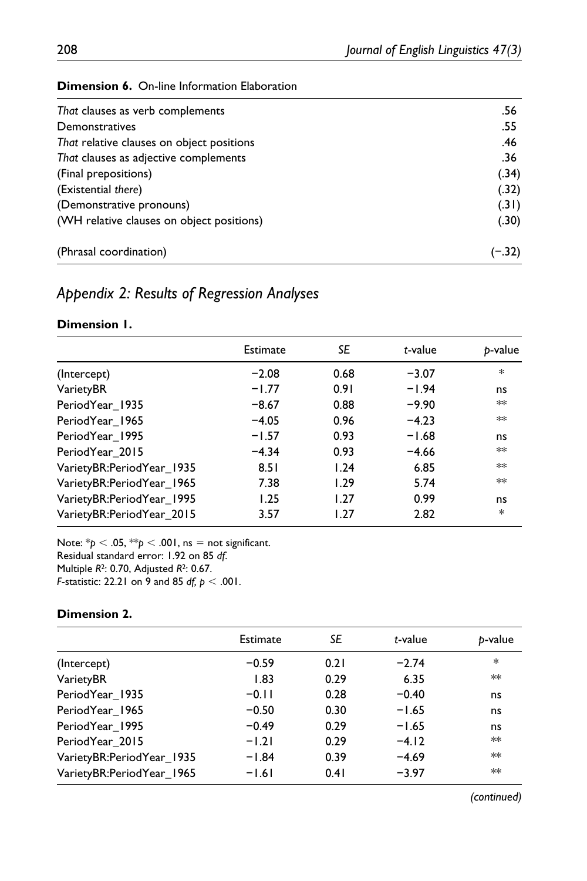**Dimension 6.** On-line Information Elaboration

| | |
|---|---|
| *That* clauses as verb complements | .56 |
| Demonstratives | .55 |
| *That* relative clauses on object positions | .46 |
| *That* clauses as adjective complements | .36 |
| (Final prepositions) | (.34) |
| (Existential *there*) | (.32) |
| (Demonstrative pronouns) | (.31) |
| (WH relative clauses on object positions) | (.30) |
| (Phrasal coordination) | (−.32) |

## *Appendix 2: Results of Regression Analyses*

**Dimension 1.**

| | Estimate | *SE* | *t*-value | *p*-value |
|---|---|---|---|---|
| (Intercept) | −2.08 | 0.68 | −3.07 | * |
| VarietyBR | −1.77 | 0.91 | −1.94 | ns |
| PeriodYear_1935 | −8.67 | 0.88 | −9.90 | ** |
| PeriodYear_1965 | −4.05 | 0.96 | −4.23 | ** |
| PeriodYear_1995 | −1.57 | 0.93 | −1.68 | ns |
| PeriodYear_2015 | −4.34 | 0.93 | −4.66 | ** |
| VarietyBR:PeriodYear_1935 | 8.51 | 1.24 | 6.85 | ** |
| VarietyBR:PeriodYear_1965 | 7.38 | 1.29 | 5.74 | ** |
| VarietyBR:PeriodYear_1995 | 1.25 | 1.27 | 0.99 | ns |
| VarietyBR:PeriodYear_2015 | 3.57 | 1.27 | 2.82 | * |

Note: *$p < .05$, **$p < .001$, ns = not significant.
Residual standard error: 1.92 on 85 *df*.
Multiple $R^2$: 0.70, Adjusted $R^2$: 0.67.
*F*-statistic: 22.21 on 9 and 85 *df*, $p < .001$.

**Dimension 2.**

| | Estimate | *SE* | *t*-value | *p*-value |
|---|---|---|---|---|
| (Intercept) | −0.59 | 0.21 | −2.74 | * |
| VarietyBR | 1.83 | 0.29 | 6.35 | ** |
| PeriodYear_1935 | −0.11 | 0.28 | −0.40 | ns |
| PeriodYear_1965 | −0.50 | 0.30 | −1.65 | ns |
| PeriodYear_1995 | −0.49 | 0.29 | −1.65 | ns |
| PeriodYear_2015 | −1.21 | 0.29 | −4.12 | ** |
| VarietyBR:PeriodYear_1935 | −1.84 | 0.39 | −4.69 | ** |
| VarietyBR:PeriodYear_1965 | −1.61 | 0.41 | −3.97 | ** |

*(continued)*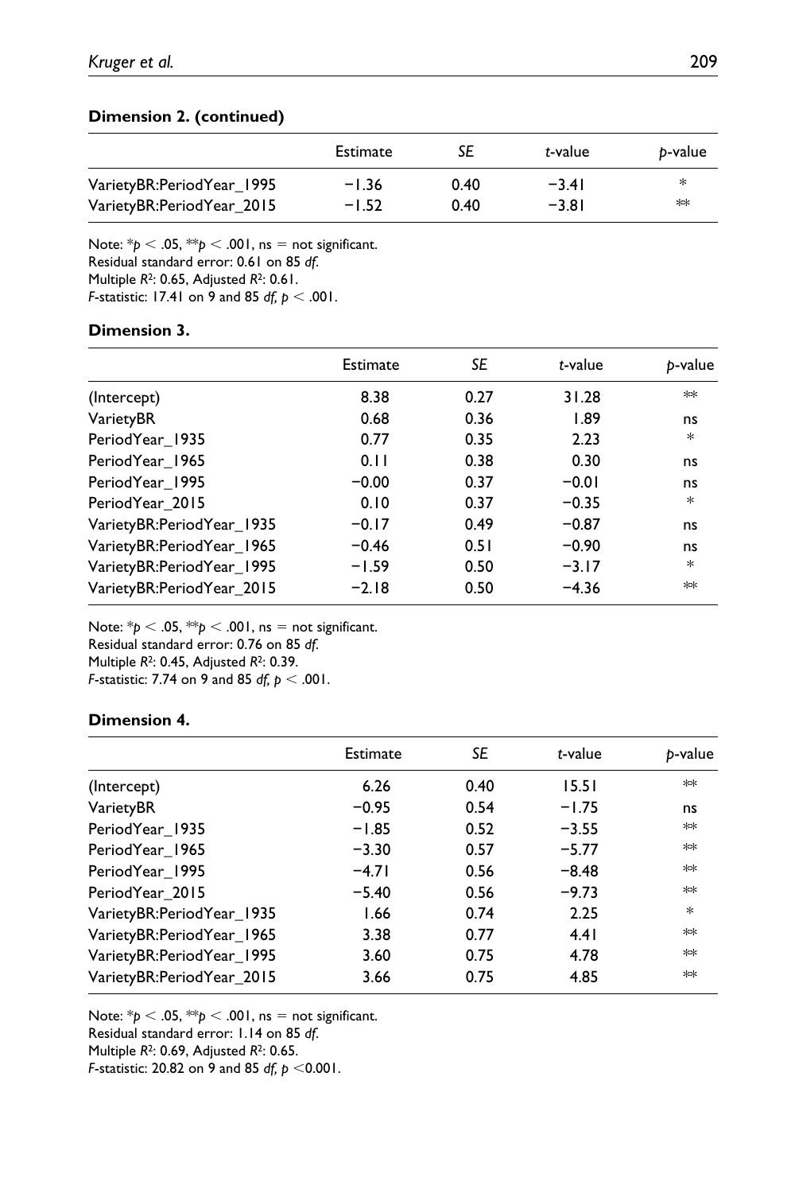**Dimension 2. (continued)**

| | Estimate | *SE* | *t*-value | *p*-value |
|---|---|---|---|---|
| VarietyBR:PeriodYear_1995 | −1.36 | 0.40 | −3.41 | * |
| VarietyBR:PeriodYear_2015 | −1.52 | 0.40 | −3.81 | ** |

Note: $*p < .05$, $**p < .001$, ns = not significant.
Residual standard error: 0.61 on 85 *df*.
Multiple $R^2$: 0.65, Adjusted $R^2$: 0.61.
*F*-statistic: 17.41 on 9 and 85 *df*, $p < .001$.

**Dimension 3.**

| | Estimate | *SE* | *t*-value | *p*-value |
|---|---|---|---|---|
| (Intercept) | 8.38 | 0.27 | 31.28 | ** |
| VarietyBR | 0.68 | 0.36 | 1.89 | ns |
| PeriodYear_1935 | 0.77 | 0.35 | 2.23 | * |
| PeriodYear_1965 | 0.11 | 0.38 | 0.30 | ns |
| PeriodYear_1995 | −0.00 | 0.37 | −0.01 | ns |
| PeriodYear_2015 | 0.10 | 0.37 | −0.35 | * |
| VarietyBR:PeriodYear_1935 | −0.17 | 0.49 | −0.87 | ns |
| VarietyBR:PeriodYear_1965 | −0.46 | 0.51 | −0.90 | ns |
| VarietyBR:PeriodYear_1995 | −1.59 | 0.50 | −3.17 | * |
| VarietyBR:PeriodYear_2015 | −2.18 | 0.50 | −4.36 | ** |

Note: $*p < .05$, $**p < .001$, ns = not significant.
Residual standard error: 0.76 on 85 *df*.
Multiple $R^2$: 0.45, Adjusted $R^2$: 0.39.
*F*-statistic: 7.74 on 9 and 85 *df*, $p < .001$.

**Dimension 4.**

| | Estimate | *SE* | *t*-value | *p*-value |
|---|---|---|---|---|
| (Intercept) | 6.26 | 0.40 | 15.51 | ** |
| VarietyBR | −0.95 | 0.54 | −1.75 | ns |
| PeriodYear_1935 | −1.85 | 0.52 | −3.55 | ** |
| PeriodYear_1965 | −3.30 | 0.57 | −5.77 | ** |
| PeriodYear_1995 | −4.71 | 0.56 | −8.48 | ** |
| PeriodYear_2015 | −5.40 | 0.56 | −9.73 | ** |
| VarietyBR:PeriodYear_1935 | 1.66 | 0.74 | 2.25 | * |
| VarietyBR:PeriodYear_1965 | 3.38 | 0.77 | 4.41 | ** |
| VarietyBR:PeriodYear_1995 | 3.60 | 0.75 | 4.78 | ** |
| VarietyBR:PeriodYear_2015 | 3.66 | 0.75 | 4.85 | ** |

Note: $*p < .05$, $**p < .001$, ns = not significant.
Residual standard error: 1.14 on 85 *df*.
Multiple $R^2$: 0.69, Adjusted $R^2$: 0.65.
*F*-statistic: 20.82 on 9 and 85 *df*, $p < 0.001$.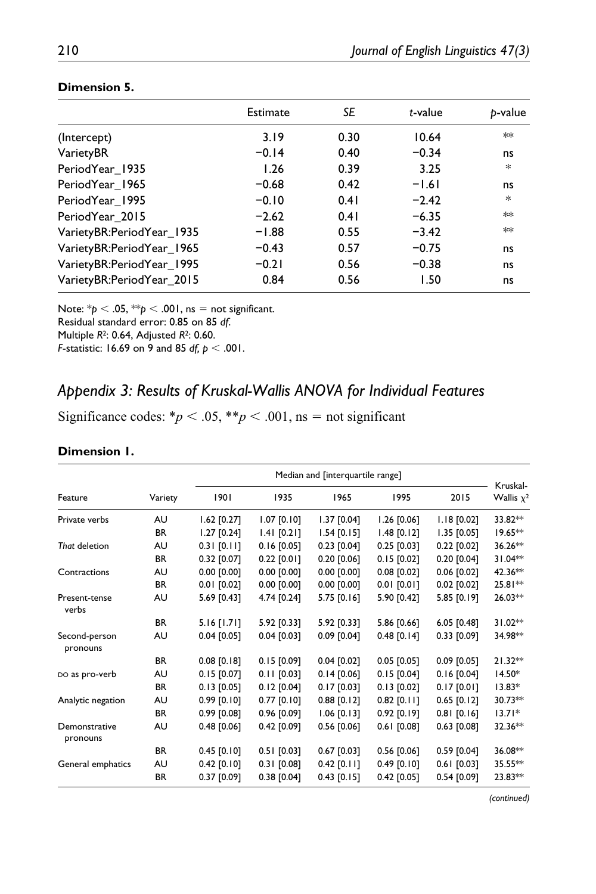**Dimension 5.**

| | Estimate | *SE* | *t*-value | *p*-value |
|---|---|---|---|---|
| (Intercept) | 3.19 | 0.30 | 10.64 | ** |
| VarietyBR | −0.14 | 0.40 | −0.34 | ns |
| PeriodYear_1935 | 1.26 | 0.39 | 3.25 | * |
| PeriodYear_1965 | −0.68 | 0.42 | −1.61 | ns |
| PeriodYear_1995 | −0.10 | 0.41 | −2.42 | * |
| PeriodYear_2015 | −2.62 | 0.41 | −6.35 | ** |
| VarietyBR:PeriodYear_1935 | −1.88 | 0.55 | −3.42 | ** |
| VarietyBR:PeriodYear_1965 | −0.43 | 0.57 | −0.75 | ns |
| VarietyBR:PeriodYear_1995 | −0.21 | 0.56 | −0.38 | ns |
| VarietyBR:PeriodYear_2015 | 0.84 | 0.56 | 1.50 | ns |

Note: *$p < .05$, **$p < .001$, ns = not significant.
Residual standard error: 0.85 on 85 *df*.
Multiple $R^2$: 0.64, Adjusted $R^2$: 0.60.
*F*-statistic: 16.69 on 9 and 85 *df*, $p < .001$.

## *Appendix 3: Results of Kruskal-Wallis ANOVA for Individual Features*

Significance codes: *$p < .05$, **$p < .001$, ns = not significant

**Dimension 1.**

| | | Median and [interquartile range] | | | | | |
|---|---|---|---|---|---|---|---|
| Feature | Variety | 1901 | 1935 | 1965 | 1995 | 2015 | Kruskal-Wallis $\chi^2$ |
| Private verbs | AU | 1.62 [0.27] | 1.07 [0.10] | 1.37 [0.04] | 1.26 [0.06] | 1.18 [0.02] | 33.82** |
| | BR | 1.27 [0.24] | 1.41 [0.21] | 1.54 [0.15] | 1.48 [0.12] | 1.35 [0.05] | 19.65** |
| *That* deletion | AU | 0.31 [0.11] | 0.16 [0.05] | 0.23 [0.04] | 0.25 [0.03] | 0.22 [0.02] | 36.26** |
| | BR | 0.32 [0.07] | 0.22 [0.01] | 0.20 [0.06] | 0.15 [0.02] | 0.20 [0.04] | 31.04** |
| Contractions | AU | 0.00 [0.00] | 0.00 [0.00] | 0.00 [0.00] | 0.08 [0.02] | 0.06 [0.02] | 42.36** |
| | BR | 0.01 [0.02] | 0.00 [0.00] | 0.00 [0.00] | 0.01 [0.01] | 0.02 [0.02] | 25.81** |
| Present-tense verbs | AU | 5.69 [0.43] | 4.74 [0.24] | 5.75 [0.16] | 5.90 [0.42] | 5.85 [0.19] | 26.03** |
| | BR | 5.16 [1.71] | 5.92 [0.33] | 5.92 [0.33] | 5.86 [0.66] | 6.05 [0.48] | 31.02** |
| Second-person pronouns | AU | 0.04 [0.05] | 0.04 [0.03] | 0.09 [0.04] | 0.48 [0.14] | 0.33 [0.09] | 34.98** |
| | BR | 0.08 [0.18] | 0.15 [0.09] | 0.04 [0.02] | 0.05 [0.05] | 0.09 [0.05] | 21.32** |
| DO as pro-verb | AU | 0.15 [0.07] | 0.11 [0.03] | 0.14 [0.06] | 0.15 [0.04] | 0.16 [0.04] | 14.50* |
| | BR | 0.13 [0.05] | 0.12 [0.04] | 0.17 [0.03] | 0.13 [0.02] | 0.17 [0.01] | 13.83* |
| Analytic negation | AU | 0.99 [0.10] | 0.77 [0.10] | 0.88 [0.12] | 0.82 [0.11] | 0.65 [0.12] | 30.73** |
| | BR | 0.99 [0.08] | 0.96 [0.09] | 1.06 [0.13] | 0.92 [0.19] | 0.81 [0.16] | 13.71* |
| Demonstrative pronouns | AU | 0.48 [0.06] | 0.42 [0.09] | 0.56 [0.06] | 0.61 [0.08] | 0.63 [0.08] | 32.36** |
| | BR | 0.45 [0.10] | 0.51 [0.03] | 0.67 [0.03] | 0.56 [0.06] | 0.59 [0.04] | 36.08** |
| General emphatics | AU | 0.42 [0.10] | 0.31 [0.08] | 0.42 [0.11] | 0.49 [0.10] | 0.61 [0.03] | 35.55** |
| | BR | 0.37 [0.09] | 0.38 [0.04] | 0.43 [0.15] | 0.42 [0.05] | 0.54 [0.09] | 23.83** |

*(continued)*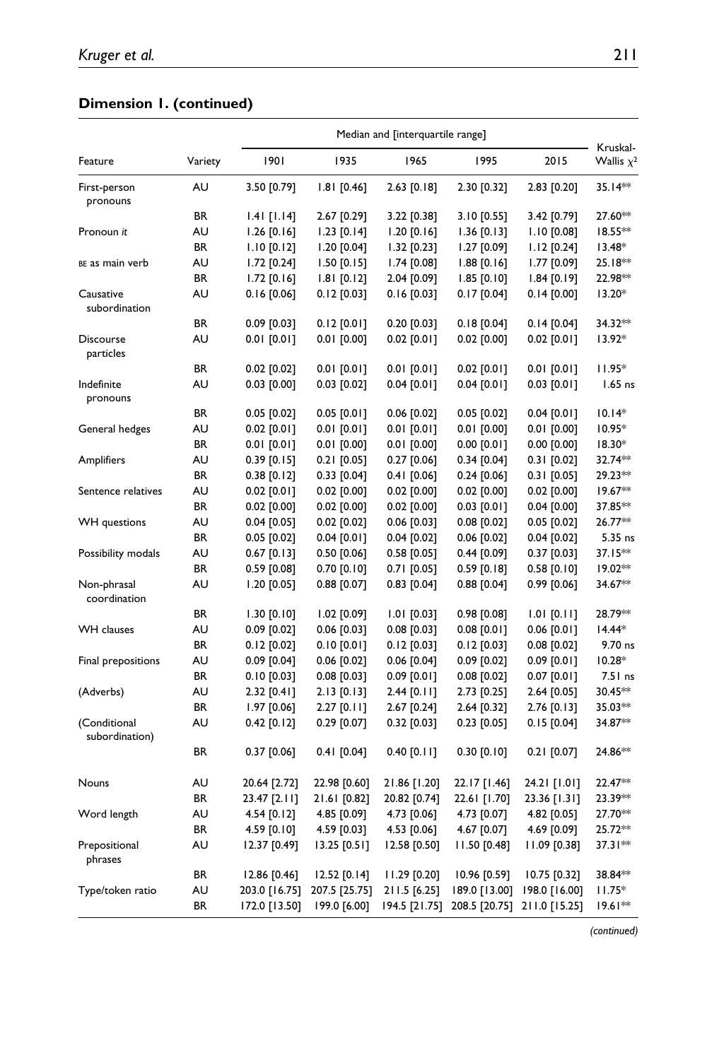## Dimension 1. (continued)

| Feature | Variety | Median and [interquartile range] | | | | | Kruskal-Wallis $\chi^2$ |
|---|---|---|---|---|---|---|---|
| | | 1901 | 1935 | 1965 | 1995 | 2015 | |
| First-person pronouns | AU | 3.50 [0.79] | 1.81 [0.46] | 2.63 [0.18] | 2.30 [0.32] | 2.83 [0.20] | 35.14** |
| | BR | 1.41 [1.14] | 2.67 [0.29] | 3.22 [0.38] | 3.10 [0.55] | 3.42 [0.79] | 27.60** |
| Pronoun *it* | AU | 1.26 [0.16] | 1.23 [0.14] | 1.20 [0.16] | 1.36 [0.13] | 1.10 [0.08] | 18.55** |
| | BR | 1.10 [0.12] | 1.20 [0.04] | 1.32 [0.23] | 1.27 [0.09] | 1.12 [0.24] | 13.48* |
| BE as main verb | AU | 1.72 [0.24] | 1.50 [0.15] | 1.74 [0.08] | 1.88 [0.16] | 1.77 [0.09] | 25.18** |
| | BR | 1.72 [0.16] | 1.81 [0.12] | 2.04 [0.09] | 1.85 [0.10] | 1.84 [0.19] | 22.98** |
| Causative subordination | AU | 0.16 [0.06] | 0.12 [0.03] | 0.16 [0.03] | 0.17 [0.04] | 0.14 [0.00] | 13.20* |
| | BR | 0.09 [0.03] | 0.12 [0.01] | 0.20 [0.03] | 0.18 [0.04] | 0.14 [0.04] | 34.32** |
| Discourse particles | AU | 0.01 [0.01] | 0.01 [0.00] | 0.02 [0.01] | 0.02 [0.00] | 0.02 [0.01] | 13.92* |
| | BR | 0.02 [0.02] | 0.01 [0.01] | 0.01 [0.01] | 0.02 [0.01] | 0.01 [0.01] | 11.95* |
| Indefinite pronouns | AU | 0.03 [0.00] | 0.03 [0.02] | 0.04 [0.01] | 0.04 [0.01] | 0.03 [0.01] | 1.65 ns |
| | BR | 0.05 [0.02] | 0.05 [0.01] | 0.06 [0.02] | 0.05 [0.02] | 0.04 [0.01] | 10.14* |
| General hedges | AU | 0.02 [0.01] | 0.01 [0.01] | 0.01 [0.01] | 0.01 [0.00] | 0.01 [0.00] | 10.95* |
| | BR | 0.01 [0.01] | 0.01 [0.00] | 0.01 [0.00] | 0.00 [0.01] | 0.00 [0.00] | 18.30* |
| Amplifiers | AU | 0.39 [0.15] | 0.21 [0.05] | 0.27 [0.06] | 0.34 [0.04] | 0.31 [0.02] | 32.74** |
| | BR | 0.38 [0.12] | 0.33 [0.04] | 0.41 [0.06] | 0.24 [0.06] | 0.31 [0.05] | 29.23** |
| Sentence relatives | AU | 0.02 [0.01] | 0.02 [0.00] | 0.02 [0.00] | 0.02 [0.00] | 0.02 [0.00] | 19.67** |
| | BR | 0.02 [0.00] | 0.02 [0.00] | 0.02 [0.00] | 0.03 [0.01] | 0.04 [0.00] | 37.85** |
| WH questions | AU | 0.04 [0.05] | 0.02 [0.02] | 0.06 [0.03] | 0.08 [0.02] | 0.05 [0.02] | 26.77** |
| | BR | 0.05 [0.02] | 0.04 [0.01] | 0.04 [0.02] | 0.06 [0.02] | 0.04 [0.02] | 5.35 ns |
| Possibility modals | AU | 0.67 [0.13] | 0.50 [0.06] | 0.58 [0.05] | 0.44 [0.09] | 0.37 [0.03] | 37.15** |
| | BR | 0.59 [0.08] | 0.70 [0.10] | 0.71 [0.05] | 0.59 [0.18] | 0.58 [0.10] | 19.02** |
| Non-phrasal coordination | AU | 1.20 [0.05] | 0.88 [0.07] | 0.83 [0.04] | 0.88 [0.04] | 0.99 [0.06] | 34.67** |
| | BR | 1.30 [0.10] | 1.02 [0.09] | 1.01 [0.03] | 0.98 [0.08] | 1.01 [0.11] | 28.79** |
| WH clauses | AU | 0.09 [0.02] | 0.06 [0.03] | 0.08 [0.03] | 0.08 [0.01] | 0.06 [0.01] | 14.44* |
| | BR | 0.12 [0.02] | 0.10 [0.01] | 0.12 [0.03] | 0.12 [0.03] | 0.08 [0.02] | 9.70 ns |
| Final prepositions | AU | 0.09 [0.04] | 0.06 [0.02] | 0.06 [0.04] | 0.09 [0.02] | 0.09 [0.01] | 10.28* |
| | BR | 0.10 [0.03] | 0.08 [0.03] | 0.09 [0.01] | 0.08 [0.02] | 0.07 [0.01] | 7.51 ns |
| (Adverbs) | AU | 2.32 [0.41] | 2.13 [0.13] | 2.44 [0.11] | 2.73 [0.25] | 2.64 [0.05] | 30.45** |
| | BR | 1.97 [0.06] | 2.27 [0.11] | 2.67 [0.24] | 2.64 [0.32] | 2.76 [0.13] | 35.03** |
| (Conditional subordination) | AU | 0.42 [0.12] | 0.29 [0.07] | 0.32 [0.03] | 0.23 [0.05] | 0.15 [0.04] | 34.87** |
| | BR | 0.37 [0.06] | 0.41 [0.04] | 0.40 [0.11] | 0.30 [0.10] | 0.21 [0.07] | 24.86** |
| Nouns | AU | 20.64 [2.72] | 22.98 [0.60] | 21.86 [1.20] | 22.17 [1.46] | 24.21 [1.01] | 22.47** |
| | BR | 23.47 [2.11] | 21.61 [0.82] | 20.82 [0.74] | 22.61 [1.70] | 23.36 [1.31] | 23.39** |
| Word length | AU | 4.54 [0.12] | 4.85 [0.09] | 4.73 [0.06] | 4.73 [0.07] | 4.82 [0.05] | 27.70** |
| | BR | 4.59 [0.10] | 4.59 [0.03] | 4.53 [0.06] | 4.67 [0.07] | 4.69 [0.09] | 25.72** |
| Prepositional phrases | AU | 12.37 [0.49] | 13.25 [0.51] | 12.58 [0.50] | 11.50 [0.48] | 11.09 [0.38] | 37.31** |
| | BR | 12.86 [0.46] | 12.52 [0.14] | 11.29 [0.20] | 10.96 [0.59] | 10.75 [0.32] | 38.84** |
| Type/token ratio | AU | 203.0 [16.75] | 207.5 [25.75] | 211.5 [6.25] | 189.0 [13.00] | 198.0 [16.00] | 11.75* |
| | BR | 172.0 [13.50] | 199.0 [6.00] | 194.5 [21.75] | 208.5 [20.75] | 211.0 [15.25] | 19.61** |

*(continued)*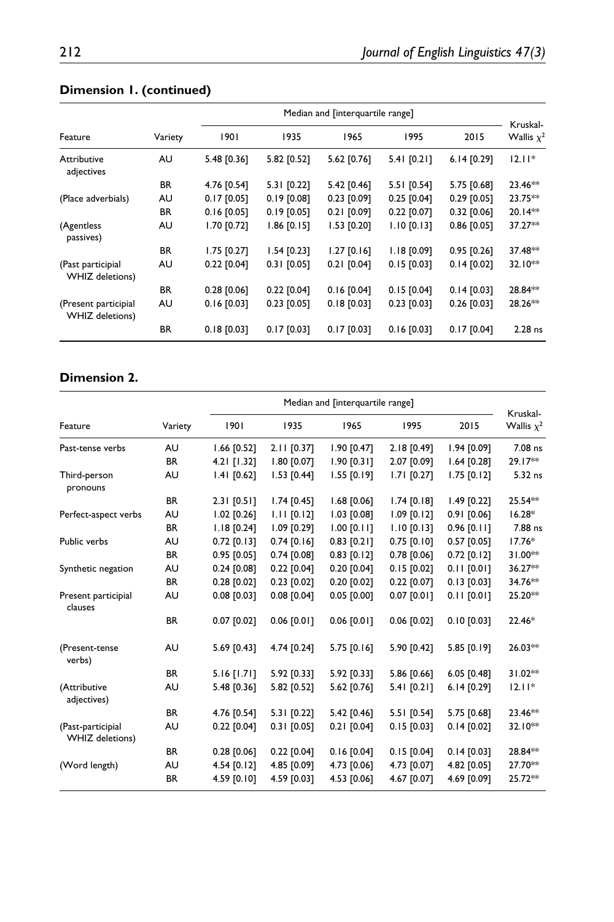**Dimension 1. (continued)**

| Feature | Variety | Median and [interquartile range] | | | | | Kruskal-Wallis $\chi^2$ |
|---|---|---|---|---|---|---|---|
| | | 1901 | 1935 | 1965 | 1995 | 2015 | |
| Attributive adjectives | AU | 5.48 [0.36] | 5.82 [0.52] | 5.62 [0.76] | 5.41 [0.21] | 6.14 [0.29] | 12.11* |
| | BR | 4.76 [0.54] | 5.31 [0.22] | 5.42 [0.46] | 5.51 [0.54] | 5.75 [0.68] | 23.46** |
| (Place adverbials) | AU | 0.17 [0.05] | 0.19 [0.08] | 0.23 [0.09] | 0.25 [0.04] | 0.29 [0.05] | 23.75** |
| | BR | 0.16 [0.05] | 0.19 [0.05] | 0.21 [0.09] | 0.22 [0.07] | 0.32 [0.06] | 20.14** |
| (Agentless passives) | AU | 1.70 [0.72] | 1.86 [0.15] | 1.53 [0.20] | 1.10 [0.13] | 0.86 [0.05] | 37.27** |
| | BR | 1.75 [0.27] | 1.54 [0.23] | 1.27 [0.16] | 1.18 [0.09] | 0.95 [0.26] | 37.48** |
| (Past participial WHIZ deletions) | AU | 0.22 [0.04] | 0.31 [0.05] | 0.21 [0.04] | 0.15 [0.03] | 0.14 [0.02] | 32.10** |
| | BR | 0.28 [0.06] | 0.22 [0.04] | 0.16 [0.04] | 0.15 [0.04] | 0.14 [0.03] | 28.84** |
| (Present participial WHIZ deletions) | AU | 0.16 [0.03] | 0.23 [0.05] | 0.18 [0.03] | 0.23 [0.03] | 0.26 [0.03] | 28.26** |
| | BR | 0.18 [0.03] | 0.17 [0.03] | 0.17 [0.03] | 0.16 [0.03] | 0.17 [0.04] | 2.28 ns |

**Dimension 2.**

| Feature | Variety | Median and [interquartile range] | | | | | Kruskal-Wallis $\chi^2$ |
|---|---|---|---|---|---|---|---|
| | | 1901 | 1935 | 1965 | 1995 | 2015 | |
| Past-tense verbs | AU | 1.66 [0.52] | 2.11 [0.37] | 1.90 [0.47] | 2.18 [0.49] | 1.94 [0.09] | 7.08 ns |
| | BR | 4.21 [1.32] | 1.80 [0.07] | 1.90 [0.31] | 2.07 [0.09] | 1.64 [0.28] | 29.17** |
| Third-person pronouns | AU | 1.41 [0.62] | 1.53 [0.44] | 1.55 [0.19] | 1.71 [0.27] | 1.75 [0.12] | 5.32 ns |
| | BR | 2.31 [0.51] | 1.74 [0.45] | 1.68 [0.06] | 1.74 [0.18] | 1.49 [0.22] | 25.54** |
| Perfect-aspect verbs | AU | 1.02 [0.26] | 1.11 [0.12] | 1.03 [0.08] | 1.09 [0.12] | 0.91 [0.06] | 16.28* |
| | BR | 1.18 [0.24] | 1.09 [0.29] | 1.00 [0.11] | 1.10 [0.13] | 0.96 [0.11] | 7.88 ns |
| Public verbs | AU | 0.72 [0.13] | 0.74 [0.16] | 0.83 [0.21] | 0.75 [0.10] | 0.57 [0.05] | 17.76* |
| | BR | 0.95 [0.05] | 0.74 [0.08] | 0.83 [0.12] | 0.78 [0.06] | 0.72 [0.12] | 31.00** |
| Synthetic negation | AU | 0.24 [0.08] | 0.22 [0.04] | 0.20 [0.04] | 0.15 [0.02] | 0.11 [0.01] | 36.27** |
| | BR | 0.28 [0.02] | 0.23 [0.02] | 0.20 [0.02] | 0.22 [0.07] | 0.13 [0.03] | 34.76** |
| Present participial clauses | AU | 0.08 [0.03] | 0.08 [0.04] | 0.05 [0.00] | 0.07 [0.01] | 0.11 [0.01] | 25.20** |
| | BR | 0.07 [0.02] | 0.06 [0.01] | 0.06 [0.01] | 0.06 [0.02] | 0.10 [0.03] | 22.46* |
| (Present-tense verbs) | AU | 5.69 [0.43] | 4.74 [0.24] | 5.75 [0.16] | 5.90 [0.42] | 5.85 [0.19] | 26.03** |
| | BR | 5.16 [1.71] | 5.92 [0.33] | 5.92 [0.33] | 5.86 [0.66] | 6.05 [0.48] | 31.02** |
| (Attributive adjectives) | AU | 5.48 [0.36] | 5.82 [0.52] | 5.62 [0.76] | 5.41 [0.21] | 6.14 [0.29] | 12.11* |
| | BR | 4.76 [0.54] | 5.31 [0.22] | 5.42 [0.46] | 5.51 [0.54] | 5.75 [0.68] | 23.46** |
| (Past-participial WHIZ deletions) | AU | 0.22 [0.04] | 0.31 [0.05] | 0.21 [0.04] | 0.15 [0.03] | 0.14 [0.02] | 32.10** |
| | BR | 0.28 [0.06] | 0.22 [0.04] | 0.16 [0.04] | 0.15 [0.04] | 0.14 [0.03] | 28.84** |
| (Word length) | AU | 4.54 [0.12] | 4.85 [0.09] | 4.73 [0.06] | 4.73 [0.07] | 4.82 [0.05] | 27.70** |
| | BR | 4.59 [0.10] | 4.59 [0.03] | 4.53 [0.06] | 4.67 [0.07] | 4.69 [0.09] | 25.72** |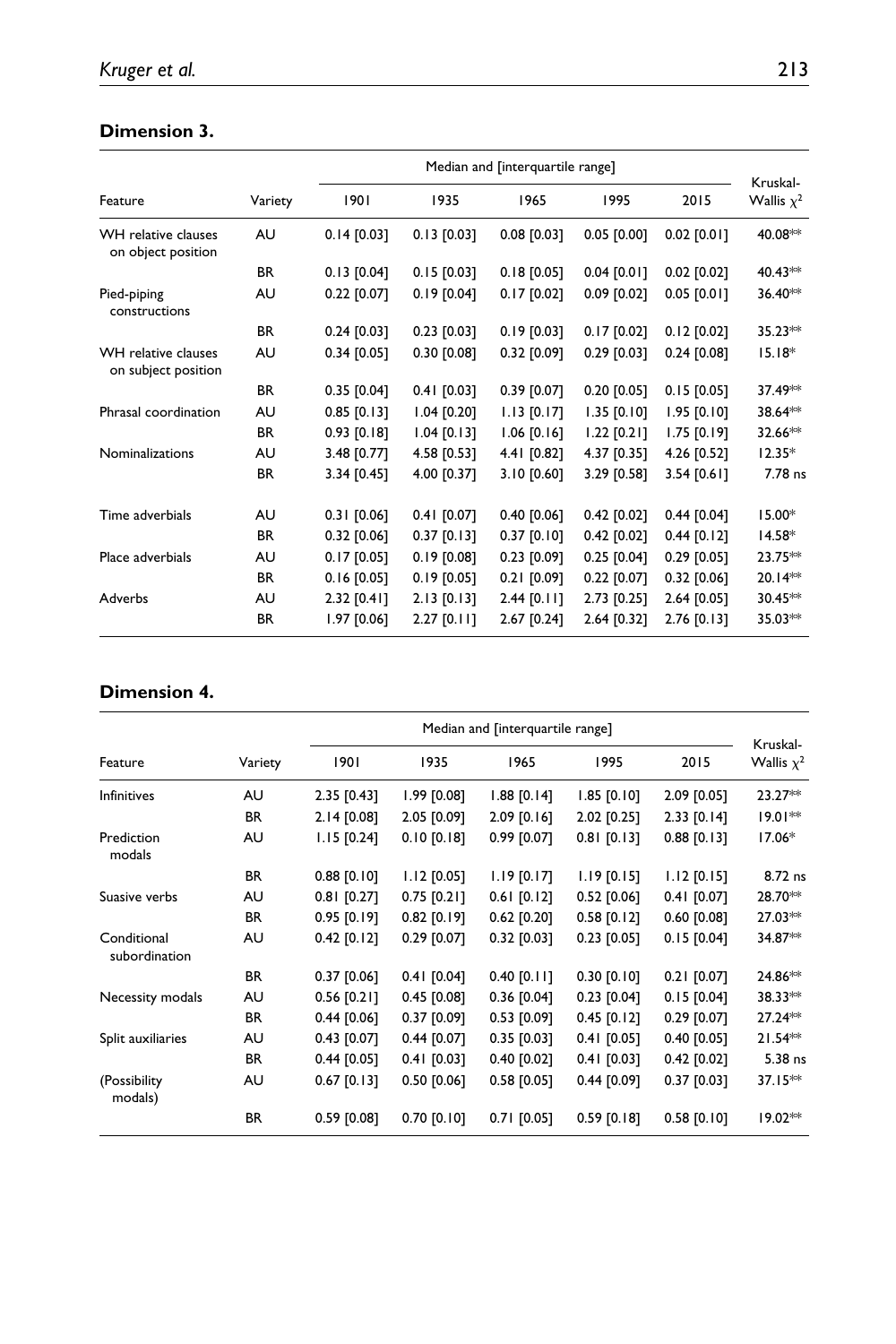**Dimension 3.**

| Feature | Variety | Median and [interquartile range] | | | | | Kruskal-Wallis $\chi^2$ |
|---|---|---|---|---|---|---|---|
| | | 1901 | 1935 | 1965 | 1995 | 2015 | |
| WH relative clauses on object position | AU | 0.14 [0.03] | 0.13 [0.03] | 0.08 [0.03] | 0.05 [0.00] | 0.02 [0.01] | 40.08** |
| | BR | 0.13 [0.04] | 0.15 [0.03] | 0.18 [0.05] | 0.04 [0.01] | 0.02 [0.02] | 40.43** |
| Pied-piping constructions | AU | 0.22 [0.07] | 0.19 [0.04] | 0.17 [0.02] | 0.09 [0.02] | 0.05 [0.01] | 36.40** |
| | BR | 0.24 [0.03] | 0.23 [0.03] | 0.19 [0.03] | 0.17 [0.02] | 0.12 [0.02] | 35.23** |
| WH relative clauses on subject position | AU | 0.34 [0.05] | 0.30 [0.08] | 0.32 [0.09] | 0.29 [0.03] | 0.24 [0.08] | 15.18* |
| | BR | 0.35 [0.04] | 0.41 [0.03] | 0.39 [0.07] | 0.20 [0.05] | 0.15 [0.05] | 37.49** |
| Phrasal coordination | AU | 0.85 [0.13] | 1.04 [0.20] | 1.13 [0.17] | 1.35 [0.10] | 1.95 [0.10] | 38.64** |
| | BR | 0.93 [0.18] | 1.04 [0.13] | 1.06 [0.16] | 1.22 [0.21] | 1.75 [0.19] | 32.66** |
| Nominalizations | AU | 3.48 [0.77] | 4.58 [0.53] | 4.41 [0.82] | 4.37 [0.35] | 4.26 [0.52] | 12.35* |
| | BR | 3.34 [0.45] | 4.00 [0.37] | 3.10 [0.60] | 3.29 [0.58] | 3.54 [0.61] | 7.78 ns |
| Time adverbials | AU | 0.31 [0.06] | 0.41 [0.07] | 0.40 [0.06] | 0.42 [0.02] | 0.44 [0.04] | 15.00* |
| | BR | 0.32 [0.06] | 0.37 [0.13] | 0.37 [0.10] | 0.42 [0.02] | 0.44 [0.12] | 14.58* |
| Place adverbials | AU | 0.17 [0.05] | 0.19 [0.08] | 0.23 [0.09] | 0.25 [0.04] | 0.29 [0.05] | 23.75** |
| | BR | 0.16 [0.05] | 0.19 [0.05] | 0.21 [0.09] | 0.22 [0.07] | 0.32 [0.06] | 20.14** |
| Adverbs | AU | 2.32 [0.41] | 2.13 [0.13] | 2.44 [0.11] | 2.73 [0.25] | 2.64 [0.05] | 30.45** |
| | BR | 1.97 [0.06] | 2.27 [0.11] | 2.67 [0.24] | 2.64 [0.32] | 2.76 [0.13] | 35.03** |

**Dimension 4.**

| Feature | Variety | Median and [interquartile range] | | | | | Kruskal-Wallis $\chi^2$ |
|---|---|---|---|---|---|---|---|
| | | 1901 | 1935 | 1965 | 1995 | 2015 | |
| Infinitives | AU | 2.35 [0.43] | 1.99 [0.08] | 1.88 [0.14] | 1.85 [0.10] | 2.09 [0.05] | 23.27** |
| | BR | 2.14 [0.08] | 2.05 [0.09] | 2.09 [0.16] | 2.02 [0.25] | 2.33 [0.14] | 19.01** |
| Prediction modals | AU | 1.15 [0.24] | 0.10 [0.18] | 0.99 [0.07] | 0.81 [0.13] | 0.88 [0.13] | 17.06* |
| | BR | 0.88 [0.10] | 1.12 [0.05] | 1.19 [0.17] | 1.19 [0.15] | 1.12 [0.15] | 8.72 ns |
| Suasive verbs | AU | 0.81 [0.27] | 0.75 [0.21] | 0.61 [0.12] | 0.52 [0.06] | 0.41 [0.07] | 28.70** |
| | BR | 0.95 [0.19] | 0.82 [0.19] | 0.62 [0.20] | 0.58 [0.12] | 0.60 [0.08] | 27.03** |
| Conditional subordination | AU | 0.42 [0.12] | 0.29 [0.07] | 0.32 [0.03] | 0.23 [0.05] | 0.15 [0.04] | 34.87** |
| | BR | 0.37 [0.06] | 0.41 [0.04] | 0.40 [0.11] | 0.30 [0.10] | 0.21 [0.07] | 24.86** |
| Necessity modals | AU | 0.56 [0.21] | 0.45 [0.08] | 0.36 [0.04] | 0.23 [0.04] | 0.15 [0.04] | 38.33** |
| | BR | 0.44 [0.06] | 0.37 [0.09] | 0.53 [0.09] | 0.45 [0.12] | 0.29 [0.07] | 27.24** |
| Split auxiliaries | AU | 0.43 [0.07] | 0.44 [0.07] | 0.35 [0.03] | 0.41 [0.05] | 0.40 [0.05] | 21.54** |
| | BR | 0.44 [0.05] | 0.41 [0.03] | 0.40 [0.02] | 0.41 [0.03] | 0.42 [0.02] | 5.38 ns |
| (Possibility modals) | AU | 0.67 [0.13] | 0.50 [0.06] | 0.58 [0.05] | 0.44 [0.09] | 0.37 [0.03] | 37.15** |
| | BR | 0.59 [0.08] | 0.70 [0.10] | 0.71 [0.05] | 0.59 [0.18] | 0.58 [0.10] | 19.02** |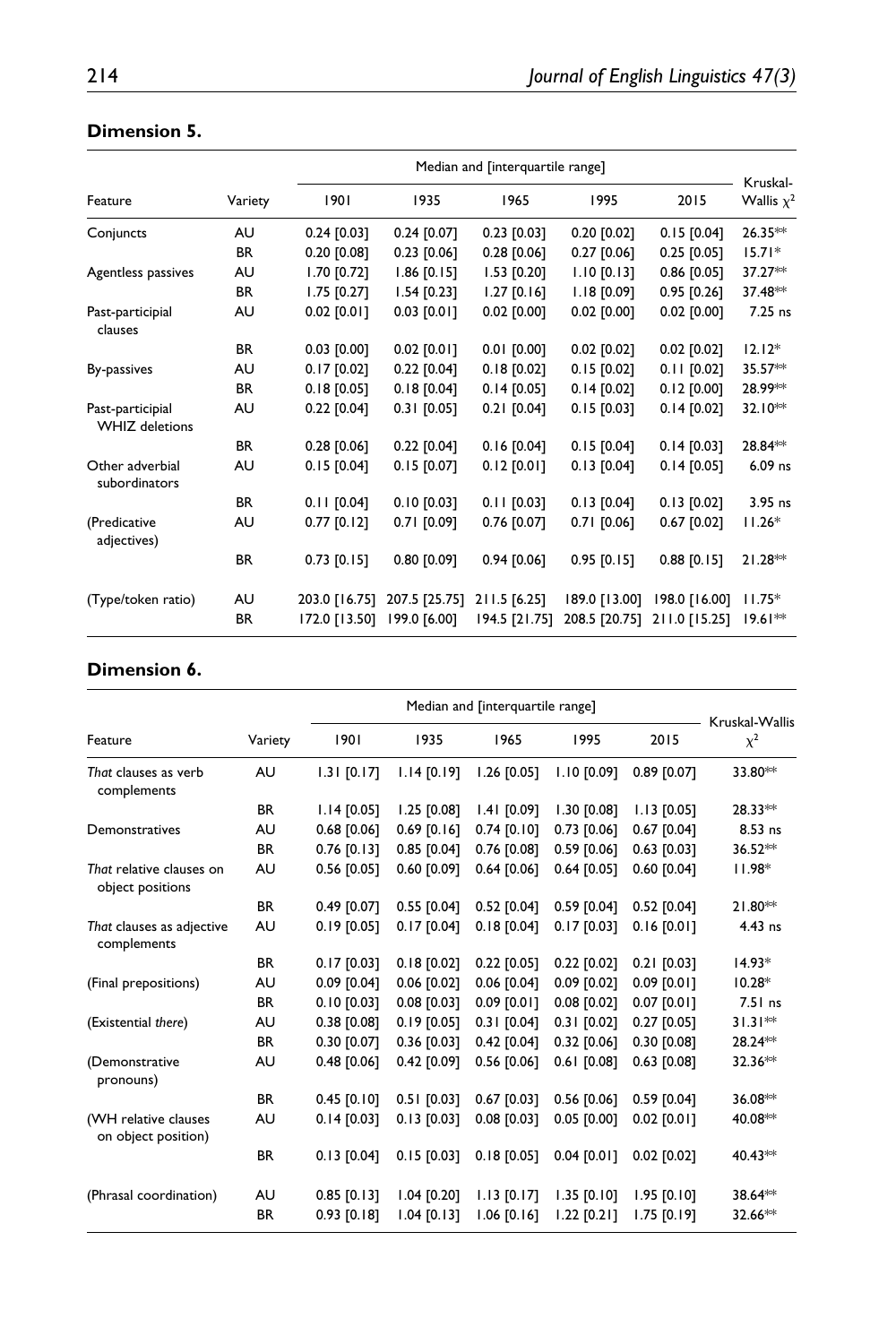**Dimension 5.**

| Feature | Variety | Median and [interquartile range] | | | | | Kruskal-Wallis $\chi^2$ |
|---|---|---|---|---|---|---|---|
| | | 1901 | 1935 | 1965 | 1995 | 2015 | |
| Conjuncts | AU | 0.24 [0.03] | 0.24 [0.07] | 0.23 [0.03] | 0.20 [0.02] | 0.15 [0.04] | 26.35** |
| | BR | 0.20 [0.08] | 0.23 [0.06] | 0.28 [0.06] | 0.27 [0.06] | 0.25 [0.05] | 15.71* |
| Agentless passives | AU | 1.70 [0.72] | 1.86 [0.15] | 1.53 [0.20] | 1.10 [0.13] | 0.86 [0.05] | 37.27** |
| | BR | 1.75 [0.27] | 1.54 [0.23] | 1.27 [0.16] | 1.18 [0.09] | 0.95 [0.26] | 37.48** |
| Past-participial clauses | AU | 0.02 [0.01] | 0.03 [0.01] | 0.02 [0.00] | 0.02 [0.00] | 0.02 [0.00] | 7.25 ns |
| | BR | 0.03 [0.00] | 0.02 [0.01] | 0.01 [0.00] | 0.02 [0.02] | 0.02 [0.02] | 12.12* |
| By-passives | AU | 0.17 [0.02] | 0.22 [0.04] | 0.18 [0.02] | 0.15 [0.02] | 0.11 [0.02] | 35.57** |
| | BR | 0.18 [0.05] | 0.18 [0.04] | 0.14 [0.05] | 0.14 [0.02] | 0.12 [0.00] | 28.99** |
| Past-participial WHIZ deletions | AU | 0.22 [0.04] | 0.31 [0.05] | 0.21 [0.04] | 0.15 [0.03] | 0.14 [0.02] | 32.10** |
| | BR | 0.28 [0.06] | 0.22 [0.04] | 0.16 [0.04] | 0.15 [0.04] | 0.14 [0.03] | 28.84** |
| Other adverbial subordinators | AU | 0.15 [0.04] | 0.15 [0.07] | 0.12 [0.01] | 0.13 [0.04] | 0.14 [0.05] | 6.09 ns |
| | BR | 0.11 [0.04] | 0.10 [0.03] | 0.11 [0.03] | 0.13 [0.04] | 0.13 [0.02] | 3.95 ns |
| (Predicative adjectives) | AU | 0.77 [0.12] | 0.71 [0.09] | 0.76 [0.07] | 0.71 [0.06] | 0.67 [0.02] | 11.26* |
| | BR | 0.73 [0.15] | 0.80 [0.09] | 0.94 [0.06] | 0.95 [0.15] | 0.88 [0.15] | 21.28** |
| (Type/token ratio) | AU | 203.0 [16.75] | 207.5 [25.75] | 211.5 [6.25] | 189.0 [13.00] | 198.0 [16.00] | 11.75* |
| | BR | 172.0 [13.50] | 199.0 [6.00] | 194.5 [21.75] | 208.5 [20.75] | 211.0 [15.25] | 19.61** |

**Dimension 6.**

| Feature | Variety | Median and [interquartile range] | | | | | Kruskal-Wallis $\chi^2$ |
|---|---|---|---|---|---|---|---|
| | | 1901 | 1935 | 1965 | 1995 | 2015 | |
| *That* clauses as verb complements | AU | 1.31 [0.17] | 1.14 [0.19] | 1.26 [0.05] | 1.10 [0.09] | 0.89 [0.07] | 33.80** |
| | BR | 1.14 [0.05] | 1.25 [0.08] | 1.41 [0.09] | 1.30 [0.08] | 1.13 [0.05] | 28.33** |
| Demonstratives | AU | 0.68 [0.06] | 0.69 [0.16] | 0.74 [0.10] | 0.73 [0.06] | 0.67 [0.04] | 8.53 ns |
| | BR | 0.76 [0.13] | 0.85 [0.04] | 0.76 [0.08] | 0.59 [0.06] | 0.63 [0.03] | 36.52** |
| *That* relative clauses on object positions | AU | 0.56 [0.05] | 0.60 [0.09] | 0.64 [0.06] | 0.64 [0.05] | 0.60 [0.04] | 11.98* |
| | BR | 0.49 [0.07] | 0.55 [0.04] | 0.52 [0.04] | 0.59 [0.04] | 0.52 [0.04] | 21.80** |
| *That* clauses as adjective complements | AU | 0.19 [0.05] | 0.17 [0.04] | 0.18 [0.04] | 0.17 [0.03] | 0.16 [0.01] | 4.43 ns |
| | BR | 0.17 [0.03] | 0.18 [0.02] | 0.22 [0.05] | 0.22 [0.02] | 0.21 [0.03] | 14.93* |
| (Final prepositions) | AU | 0.09 [0.04] | 0.06 [0.02] | 0.06 [0.04] | 0.09 [0.02] | 0.09 [0.01] | 10.28* |
| | BR | 0.10 [0.03] | 0.08 [0.03] | 0.09 [0.01] | 0.08 [0.02] | 0.07 [0.01] | 7.51 ns |
| (Existential *there*) | AU | 0.38 [0.08] | 0.19 [0.05] | 0.31 [0.04] | 0.31 [0.02] | 0.27 [0.05] | 31.31** |
| | BR | 0.30 [0.07] | 0.36 [0.03] | 0.42 [0.04] | 0.32 [0.06] | 0.30 [0.08] | 28.24** |
| (Demonstrative pronouns) | AU | 0.48 [0.06] | 0.42 [0.09] | 0.56 [0.06] | 0.61 [0.08] | 0.63 [0.08] | 32.36** |
| | BR | 0.45 [0.10] | 0.51 [0.03] | 0.67 [0.03] | 0.56 [0.06] | 0.59 [0.04] | 36.08** |
| (WH relative clauses on object position) | AU | 0.14 [0.03] | 0.13 [0.03] | 0.08 [0.03] | 0.05 [0.00] | 0.02 [0.01] | 40.08** |
| | BR | 0.13 [0.04] | 0.15 [0.03] | 0.18 [0.05] | 0.04 [0.01] | 0.02 [0.02] | 40.43** |
| (Phrasal coordination) | AU | 0.85 [0.13] | 1.04 [0.20] | 1.13 [0.17] | 1.35 [0.10] | 1.95 [0.10] | 38.64** |
| | BR | 0.93 [0.18] | 1.04 [0.13] | 1.06 [0.16] | 1.22 [0.21] | 1.75 [0.19] | 32.66** |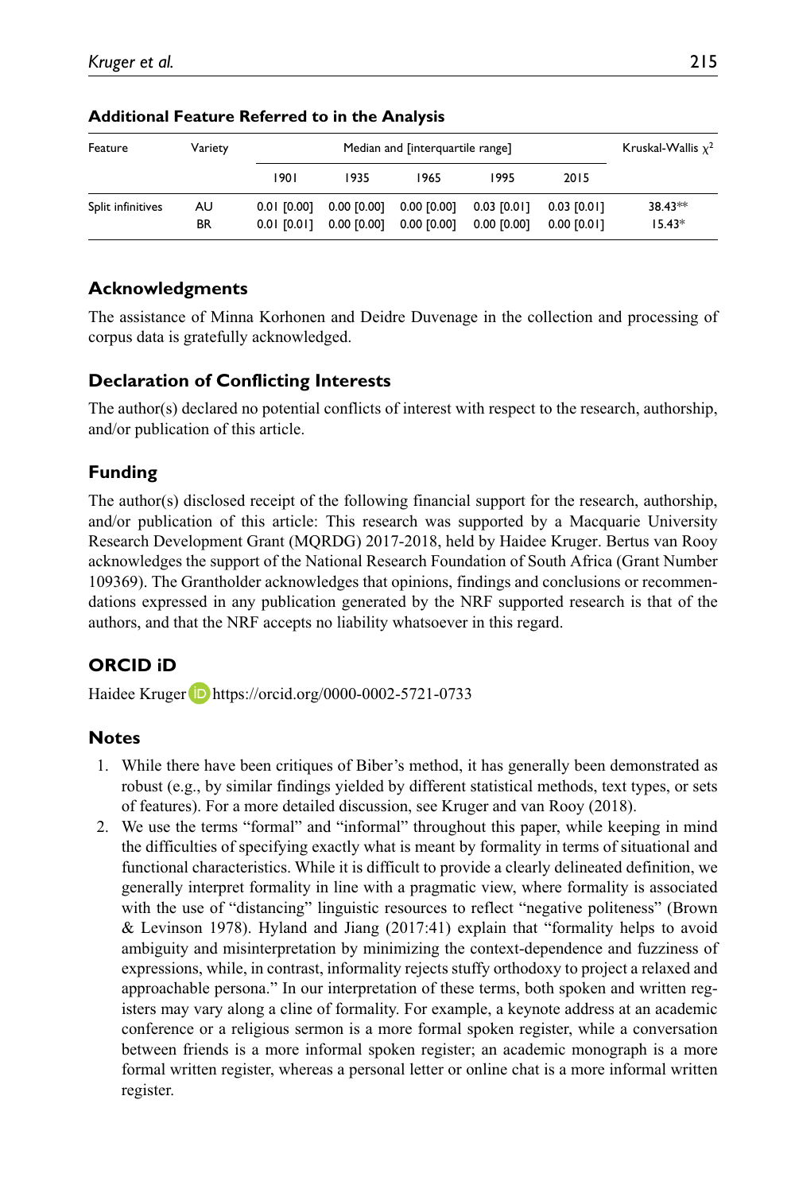**Additional Feature Referred to in the Analysis**

| Feature | Variety | Median and [interquartile range] | | | | | Kruskal-Wallis $\chi^2$ |
|---|---|---|---|---|---|---|---|
| | | 1901 | 1935 | 1965 | 1995 | 2015 | |
| Split infinitives | AU | 0.01 [0.00] | 0.00 [0.00] | 0.00 [0.00] | 0.03 [0.01] | 0.03 [0.01] | 38.43** |
| | BR | 0.01 [0.01] | 0.00 [0.00] | 0.00 [0.00] | 0.00 [0.00] | 0.00 [0.01] | 15.43* |

## Acknowledgments

The assistance of Minna Korhonen and Deidre Duvenage in the collection and processing of corpus data is gratefully acknowledged.

## Declaration of Conflicting Interests

The author(s) declared no potential conflicts of interest with respect to the research, authorship, and/or publication of this article.

## Funding

The author(s) disclosed receipt of the following financial support for the research, authorship, and/or publication of this article: This research was supported by a Macquarie University Research Development Grant (MQRDG) 2017-2018, held by Haidee Kruger. Bertus van Rooy acknowledges the support of the National Research Foundation of South Africa (Grant Number 109369). The Grantholder acknowledges that opinions, findings and conclusions or recommendations expressed in any publication generated by the NRF supported research is that of the authors, and that the NRF accepts no liability whatsoever in this regard.

## ORCID iD

Haidee Kruger https://orcid.org/0000-0002-5721-0733

## Notes

1. While there have been critiques of Biber's method, it has generally been demonstrated as robust (e.g., by similar findings yielded by different statistical methods, text types, or sets of features). For a more detailed discussion, see Kruger and van Rooy (2018).
2. We use the terms "formal" and "informal" throughout this paper, while keeping in mind the difficulties of specifying exactly what is meant by formality in terms of situational and functional characteristics. While it is difficult to provide a clearly delineated definition, we generally interpret formality in line with a pragmatic view, where formality is associated with the use of "distancing" linguistic resources to reflect "negative politeness" (Brown & Levinson 1978). Hyland and Jiang (2017:41) explain that "formality helps to avoid ambiguity and misinterpretation by minimizing the context-dependence and fuzziness of expressions, while, in contrast, informality rejects stuffy orthodoxy to project a relaxed and approachable persona." In our interpretation of these terms, both spoken and written registers may vary along a cline of formality. For example, a keynote address at an academic conference or a religious sermon is a more formal spoken register, while a conversation between friends is a more informal spoken register; an academic monograph is a more formal written register, whereas a personal letter or online chat is a more informal written register.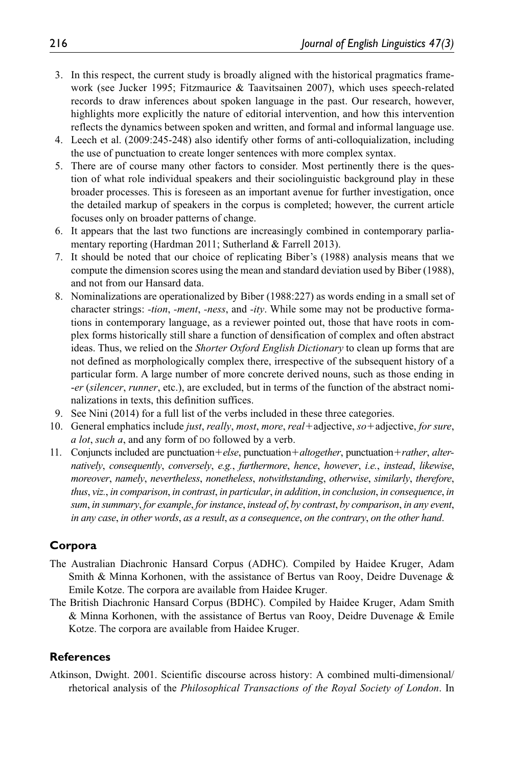3. In this respect, the current study is broadly aligned with the historical pragmatics framework (see Jucker 1995; Fitzmaurice & Taavitsainen 2007), which uses speech-related records to draw inferences about spoken language in the past. Our research, however, highlights more explicitly the nature of editorial intervention, and how this intervention reflects the dynamics between spoken and written, and formal and informal language use.
4. Leech et al. (2009:245-248) also identify other forms of anti-colloquialization, including the use of punctuation to create longer sentences with more complex syntax.
5. There are of course many other factors to consider. Most pertinently there is the question of what role individual speakers and their sociolinguistic background play in these broader processes. This is foreseen as an important avenue for further investigation, once the detailed markup of speakers in the corpus is completed; however, the current article focuses only on broader patterns of change.
6. It appears that the last two functions are increasingly combined in contemporary parliamentary reporting (Hardman 2011; Sutherland & Farrell 2013).
7. It should be noted that our choice of replicating Biber's (1988) analysis means that we compute the dimension scores using the mean and standard deviation used by Biber (1988), and not from our Hansard data.
8. Nominalizations are operationalized by Biber (1988:227) as words ending in a small set of character strings: *-tion*, *-ment*, *-ness*, and *-ity*. While some may not be productive formations in contemporary language, as a reviewer pointed out, those that have roots in complex forms historically still share a function of densification of complex and often abstract ideas. Thus, we relied on the *Shorter Oxford English Dictionary* to clean up forms that are not defined as morphologically complex there, irrespective of the subsequent history of a particular form. A large number of more concrete derived nouns, such as those ending in *-er* (*silencer*, *runner*, etc.), are excluded, but in terms of the function of the abstract nominalizations in texts, this definition suffices.
9. See Nini (2014) for a full list of the verbs included in these three categories.
10. General emphatics include *just*, *really*, *most*, *more*, *real*+adjective, *so*+adjective, *for sure*, *a lot*, *such a*, and any form of DO followed by a verb.
11. Conjuncts included are punctuation+*else*, punctuation+*altogether*, punctuation+*rather*, *alternatively*, *consequently*, *conversely*, *e.g.*, *furthermore*, *hence*, *however*, *i.e.*, *instead*, *likewise*, *moreover*, *namely*, *nevertheless*, *nonetheless*, *notwithstanding*, *otherwise*, *similarly*, *therefore*, *thus*, *viz.*, *in comparison*, *in contrast*, *in particular*, *in addition*, *in conclusion*, *in consequence*, *in sum*, *in summary*, *for example*, *for instance*, *instead of*, *by contrast*, *by comparison*, *in any event*, *in any case*, *in other words*, *as a result*, *as a consequence*, *on the contrary*, *on the other hand*.

## Corpora

The Australian Diachronic Hansard Corpus (ADHC). Compiled by Haidee Kruger, Adam Smith & Minna Korhonen, with the assistance of Bertus van Rooy, Deidre Duvenage & Emile Kotze. The corpora are available from Haidee Kruger.

The British Diachronic Hansard Corpus (BDHC). Compiled by Haidee Kruger, Adam Smith & Minna Korhonen, with the assistance of Bertus van Rooy, Deidre Duvenage & Emile Kotze. The corpora are available from Haidee Kruger.

## References

Atkinson, Dwight. 2001. Scientific discourse across history: A combined multi-dimensional/rhetorical analysis of the *Philosophical Transactions of the Royal Society of London*. In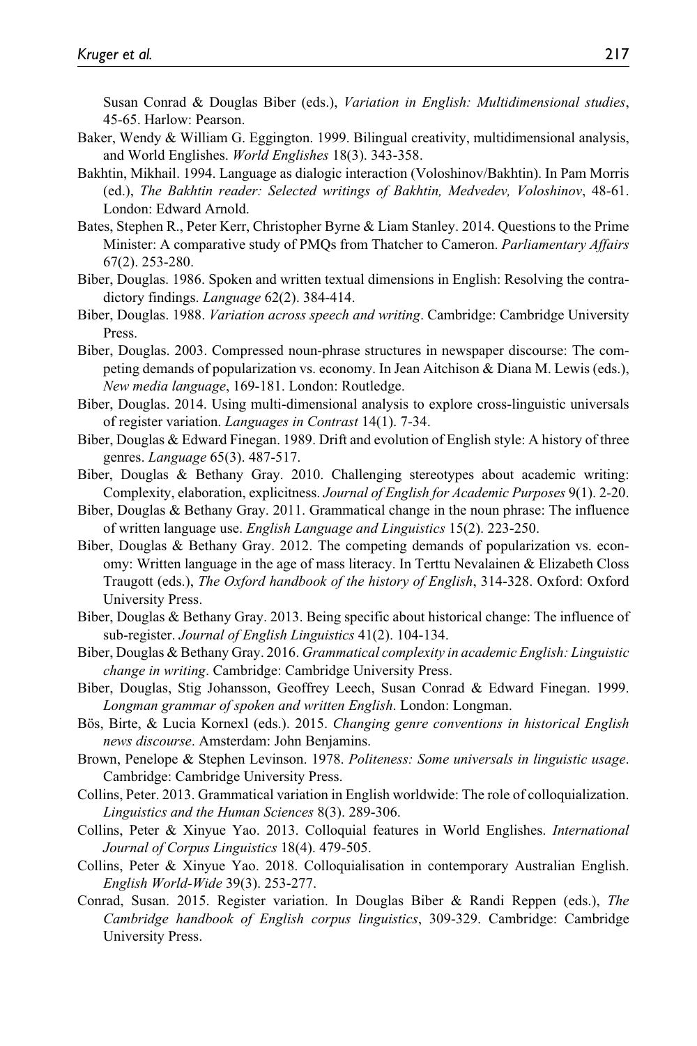Susan Conrad & Douglas Biber (eds.), *Variation in English: Multidimensional studies*, 45-65. Harlow: Pearson.

Baker, Wendy & William G. Eggington. 1999. Bilingual creativity, multidimensional analysis, and World Englishes. *World Englishes* 18(3). 343-358.

Bakhtin, Mikhail. 1994. Language as dialogic interaction (Voloshinov/Bakhtin). In Pam Morris (ed.), *The Bakhtin reader: Selected writings of Bakhtin, Medvedev, Voloshinov*, 48-61. London: Edward Arnold.

Bates, Stephen R., Peter Kerr, Christopher Byrne & Liam Stanley. 2014. Questions to the Prime Minister: A comparative study of PMQs from Thatcher to Cameron. *Parliamentary Affairs* 67(2). 253-280.

Biber, Douglas. 1986. Spoken and written textual dimensions in English: Resolving the contradictory findings. *Language* 62(2). 384-414.

Biber, Douglas. 1988. *Variation across speech and writing*. Cambridge: Cambridge University Press.

Biber, Douglas. 2003. Compressed noun-phrase structures in newspaper discourse: The competing demands of popularization vs. economy. In Jean Aitchison & Diana M. Lewis (eds.), *New media language*, 169-181. London: Routledge.

Biber, Douglas. 2014. Using multi-dimensional analysis to explore cross-linguistic universals of register variation. *Languages in Contrast* 14(1). 7-34.

Biber, Douglas & Edward Finegan. 1989. Drift and evolution of English style: A history of three genres. *Language* 65(3). 487-517.

Biber, Douglas & Bethany Gray. 2010. Challenging stereotypes about academic writing: Complexity, elaboration, explicitness. *Journal of English for Academic Purposes* 9(1). 2-20.

Biber, Douglas & Bethany Gray. 2011. Grammatical change in the noun phrase: The influence of written language use. *English Language and Linguistics* 15(2). 223-250.

Biber, Douglas & Bethany Gray. 2012. The competing demands of popularization vs. economy: Written language in the age of mass literacy. In Terttu Nevalainen & Elizabeth Closs Traugott (eds.), *The Oxford handbook of the history of English*, 314-328. Oxford: Oxford University Press.

Biber, Douglas & Bethany Gray. 2013. Being specific about historical change: The influence of sub-register. *Journal of English Linguistics* 41(2). 104-134.

Biber, Douglas & Bethany Gray. 2016. *Grammatical complexity in academic English: Linguistic change in writing*. Cambridge: Cambridge University Press.

Biber, Douglas, Stig Johansson, Geoffrey Leech, Susan Conrad & Edward Finegan. 1999. *Longman grammar of spoken and written English*. London: Longman.

Bös, Birte, & Lucia Kornexl (eds.). 2015. *Changing genre conventions in historical English news discourse*. Amsterdam: John Benjamins.

Brown, Penelope & Stephen Levinson. 1978. *Politeness: Some universals in linguistic usage*. Cambridge: Cambridge University Press.

Collins, Peter. 2013. Grammatical variation in English worldwide: The role of colloquialization. *Linguistics and the Human Sciences* 8(3). 289-306.

Collins, Peter & Xinyue Yao. 2013. Colloquial features in World Englishes. *International Journal of Corpus Linguistics* 18(4). 479-505.

Collins, Peter & Xinyue Yao. 2018. Colloquialisation in contemporary Australian English. *English World-Wide* 39(3). 253-277.

Conrad, Susan. 2015. Register variation. In Douglas Biber & Randi Reppen (eds.), *The Cambridge handbook of English corpus linguistics*, 309-329. Cambridge: Cambridge University Press.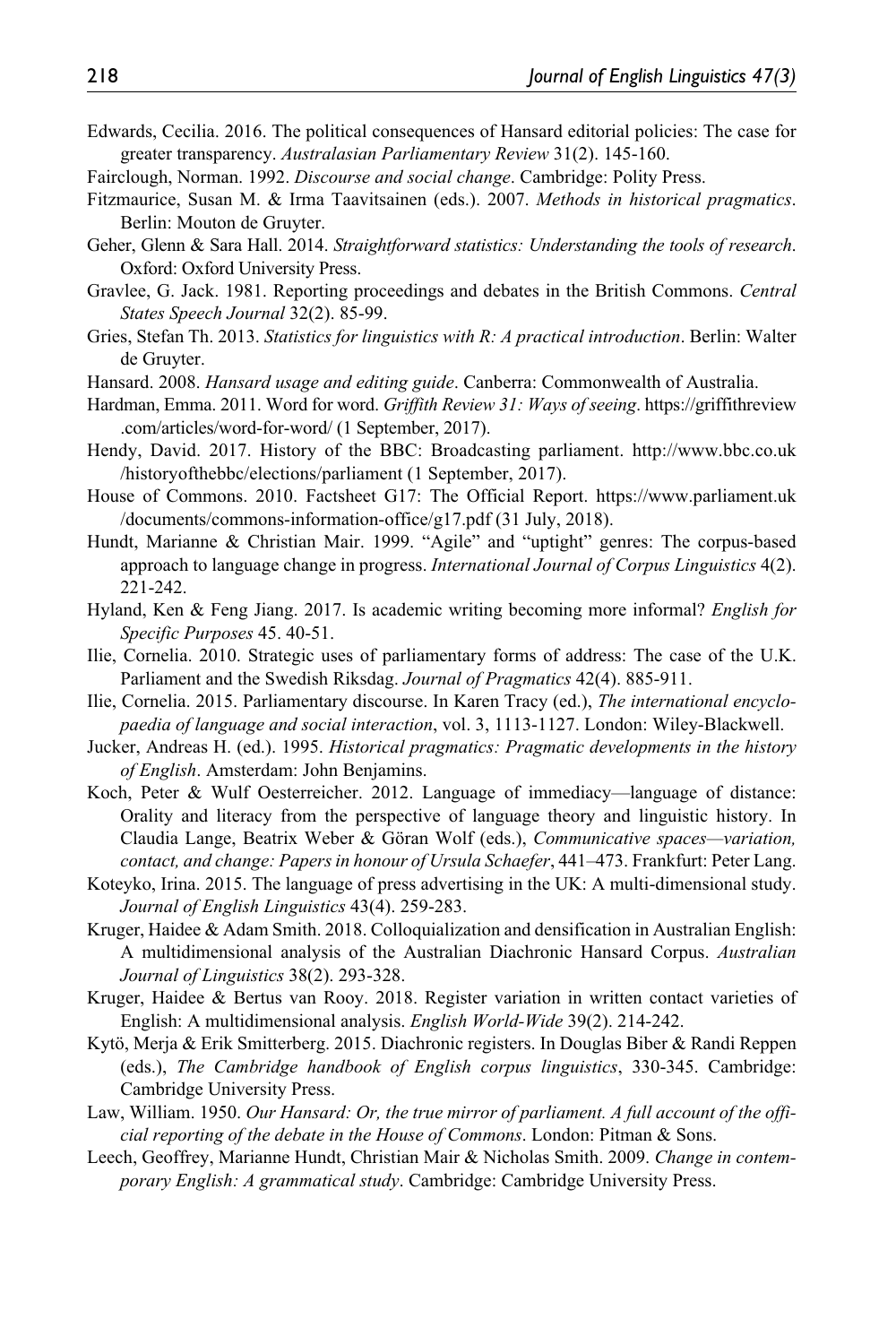Edwards, Cecilia. 2016. The political consequences of Hansard editorial policies: The case for greater transparency. *Australasian Parliamentary Review* 31(2). 145-160.

Fairclough, Norman. 1992. *Discourse and social change*. Cambridge: Polity Press.

Fitzmaurice, Susan M. & Irma Taavitsainen (eds.). 2007. *Methods in historical pragmatics*. Berlin: Mouton de Gruyter.

Geher, Glenn & Sara Hall. 2014. *Straightforward statistics: Understanding the tools of research*. Oxford: Oxford University Press.

Gravlee, G. Jack. 1981. Reporting proceedings and debates in the British Commons. *Central States Speech Journal* 32(2). 85-99.

Gries, Stefan Th. 2013. *Statistics for linguistics with R: A practical introduction*. Berlin: Walter de Gruyter.

Hansard. 2008. *Hansard usage and editing guide*. Canberra: Commonwealth of Australia.

Hardman, Emma. 2011. Word for word. *Griffith Review 31: Ways of seeing*. https://griffithreview.com/articles/word-for-word/ (1 September, 2017).

Hendy, David. 2017. History of the BBC: Broadcasting parliament. http://www.bbc.co.uk/historyofthebbc/elections/parliament (1 September, 2017).

House of Commons. 2010. Factsheet G17: The Official Report. https://www.parliament.uk/documents/commons-information-office/g17.pdf (31 July, 2018).

Hundt, Marianne & Christian Mair. 1999. "Agile" and "uptight" genres: The corpus-based approach to language change in progress. *International Journal of Corpus Linguistics* 4(2). 221-242.

Hyland, Ken & Feng Jiang. 2017. Is academic writing becoming more informal? *English for Specific Purposes* 45. 40-51.

Ilie, Cornelia. 2010. Strategic uses of parliamentary forms of address: The case of the U.K. Parliament and the Swedish Riksdag. *Journal of Pragmatics* 42(4). 885-911.

Ilie, Cornelia. 2015. Parliamentary discourse. In Karen Tracy (ed.), *The international encyclopaedia of language and social interaction*, vol. 3, 1113-1127. London: Wiley-Blackwell.

Jucker, Andreas H. (ed.). 1995. *Historical pragmatics: Pragmatic developments in the history of English*. Amsterdam: John Benjamins.

Koch, Peter & Wulf Oesterreicher. 2012. Language of immediacy—language of distance: Orality and literacy from the perspective of language theory and linguistic history. In Claudia Lange, Beatrix Weber & Göran Wolf (eds.), *Communicative spaces—variation, contact, and change: Papers in honour of Ursula Schaefer*, 441–473. Frankfurt: Peter Lang.

Koteyko, Irina. 2015. The language of press advertising in the UK: A multi-dimensional study. *Journal of English Linguistics* 43(4). 259-283.

Kruger, Haidee & Adam Smith. 2018. Colloquialization and densification in Australian English: A multidimensional analysis of the Australian Diachronic Hansard Corpus. *Australian Journal of Linguistics* 38(2). 293-328.

Kruger, Haidee & Bertus van Rooy. 2018. Register variation in written contact varieties of English: A multidimensional analysis. *English World-Wide* 39(2). 214-242.

Kytö, Merja & Erik Smitterberg. 2015. Diachronic registers. In Douglas Biber & Randi Reppen (eds.), *The Cambridge handbook of English corpus linguistics*, 330-345. Cambridge: Cambridge University Press.

Law, William. 1950. *Our Hansard: Or, the true mirror of parliament. A full account of the official reporting of the debate in the House of Commons*. London: Pitman & Sons.

Leech, Geoffrey, Marianne Hundt, Christian Mair & Nicholas Smith. 2009. *Change in contemporary English: A grammatical study*. Cambridge: Cambridge University Press.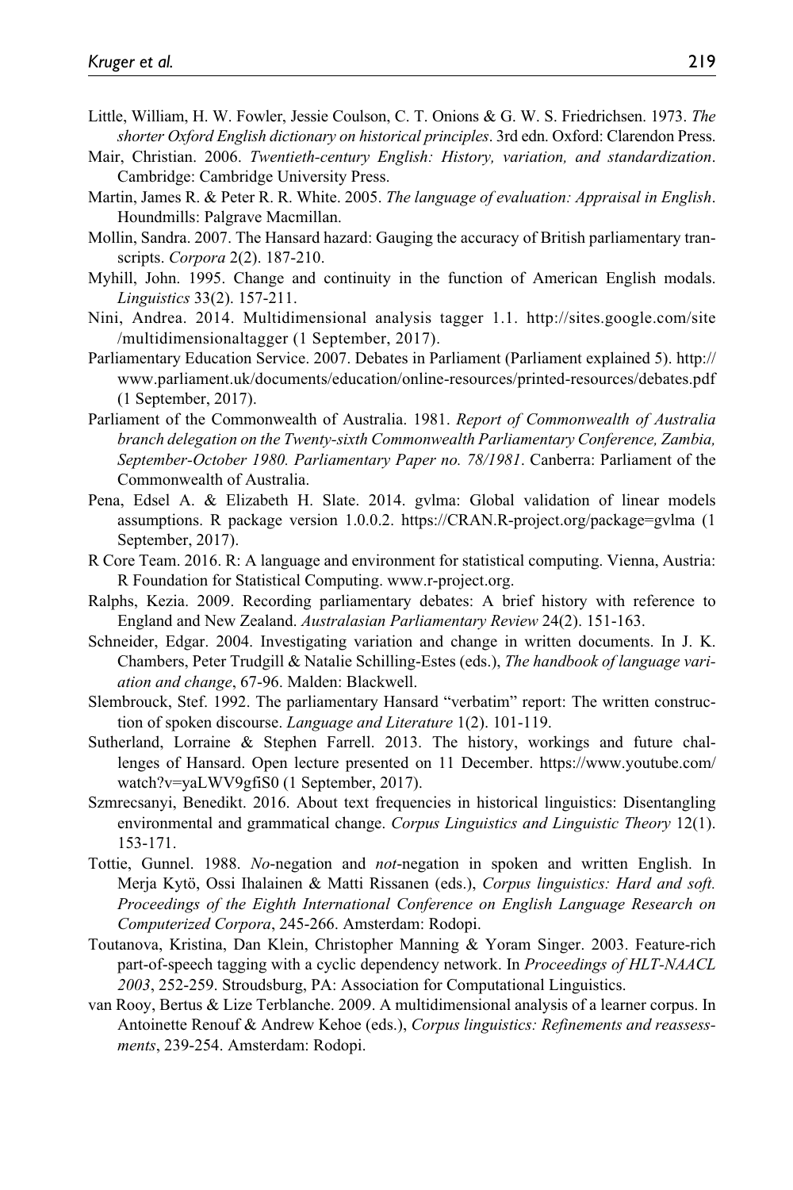Little, William, H. W. Fowler, Jessie Coulson, C. T. Onions & G. W. S. Friedrichsen. 1973. *The shorter Oxford English dictionary on historical principles*. 3rd edn. Oxford: Clarendon Press.

Mair, Christian. 2006. *Twentieth-century English: History, variation, and standardization*. Cambridge: Cambridge University Press.

Martin, James R. & Peter R. R. White. 2005. *The language of evaluation: Appraisal in English*. Houndmills: Palgrave Macmillan.

Mollin, Sandra. 2007. The Hansard hazard: Gauging the accuracy of British parliamentary transcripts. *Corpora* 2(2). 187-210.

Myhill, John. 1995. Change and continuity in the function of American English modals. *Linguistics* 33(2). 157-211.

Nini, Andrea. 2014. Multidimensional analysis tagger 1.1. http://sites.google.com/site/multidimensionaltagger (1 September, 2017).

Parliamentary Education Service. 2007. Debates in Parliament (Parliament explained 5). http://www.parliament.uk/documents/education/online-resources/printed-resources/debates.pdf (1 September, 2017).

Parliament of the Commonwealth of Australia. 1981. *Report of Commonwealth of Australia branch delegation on the Twenty-sixth Commonwealth Parliamentary Conference, Zambia, September-October 1980. Parliamentary Paper no. 78/1981*. Canberra: Parliament of the Commonwealth of Australia.

Pena, Edsel A. & Elizabeth H. Slate. 2014. gvlma: Global validation of linear models assumptions. R package version 1.0.0.2. https://CRAN.R-project.org/package=gvlma (1 September, 2017).

R Core Team. 2016. R: A language and environment for statistical computing. Vienna, Austria: R Foundation for Statistical Computing. www.r-project.org.

Ralphs, Kezia. 2009. Recording parliamentary debates: A brief history with reference to England and New Zealand. *Australasian Parliamentary Review* 24(2). 151-163.

Schneider, Edgar. 2004. Investigating variation and change in written documents. In J. K. Chambers, Peter Trudgill & Natalie Schilling-Estes (eds.), *The handbook of language variation and change*, 67-96. Malden: Blackwell.

Slembrouck, Stef. 1992. The parliamentary Hansard "verbatim" report: The written construction of spoken discourse. *Language and Literature* 1(2). 101-119.

Sutherland, Lorraine & Stephen Farrell. 2013. The history, workings and future challenges of Hansard. Open lecture presented on 11 December. https://www.youtube.com/watch?v=yaLWV9gfiS0 (1 September, 2017).

Szmrecsanyi, Benedikt. 2016. About text frequencies in historical linguistics: Disentangling environmental and grammatical change. *Corpus Linguistics and Linguistic Theory* 12(1). 153-171.

Tottie, Gunnel. 1988. *No*-negation and *not*-negation in spoken and written English. In Merja Kytö, Ossi Ihalainen & Matti Rissanen (eds.), *Corpus linguistics: Hard and soft. Proceedings of the Eighth International Conference on English Language Research on Computerized Corpora*, 245-266. Amsterdam: Rodopi.

Toutanova, Kristina, Dan Klein, Christopher Manning & Yoram Singer. 2003. Feature-rich part-of-speech tagging with a cyclic dependency network. In *Proceedings of HLT-NAACL 2003*, 252-259. Stroudsburg, PA: Association for Computational Linguistics.

van Rooy, Bertus & Lize Terblanche. 2009. A multidimensional analysis of a learner corpus. In Antoinette Renouf & Andrew Kehoe (eds.), *Corpus linguistics: Refinements and reassessments*, 239-254. Amsterdam: Rodopi.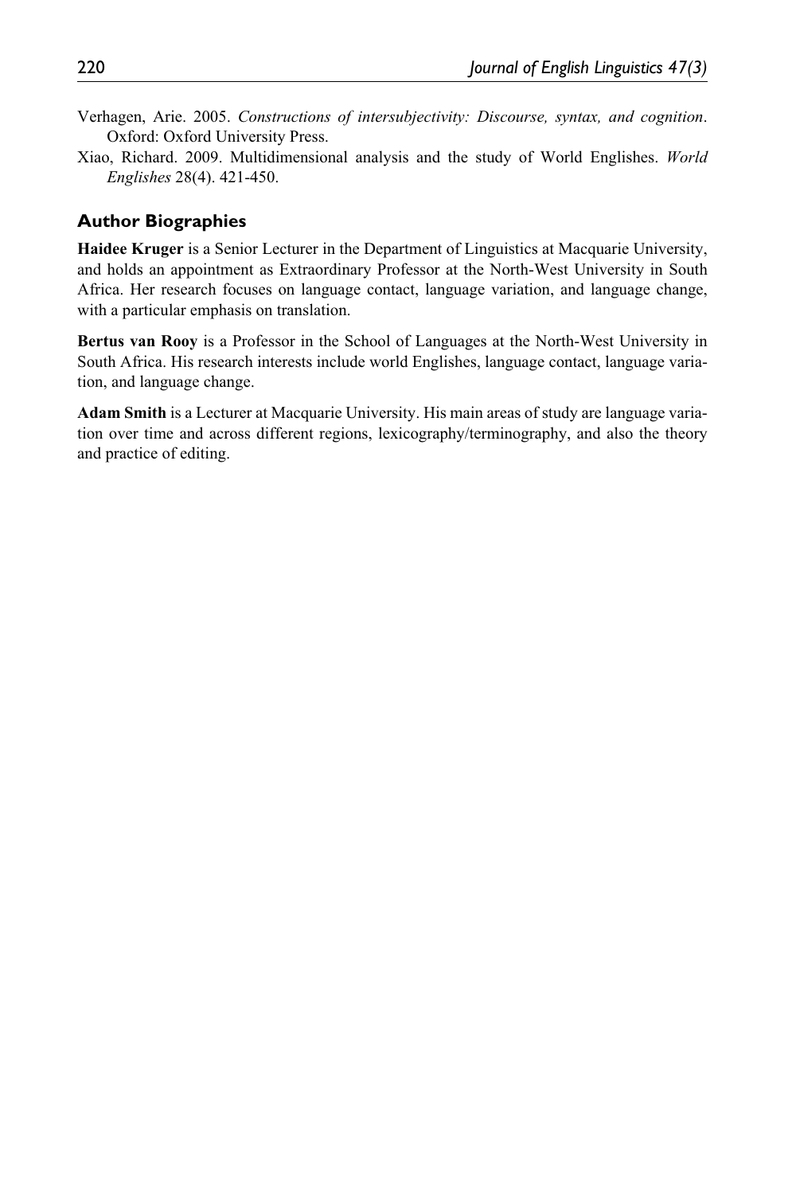Verhagen, Arie. 2005. *Constructions of intersubjectivity: Discourse, syntax, and cognition*. Oxford: Oxford University Press.

Xiao, Richard. 2009. Multidimensional analysis and the study of World Englishes. *World Englishes* 28(4). 421-450.

## Author Biographies

**Haidee Kruger** is a Senior Lecturer in the Department of Linguistics at Macquarie University, and holds an appointment as Extraordinary Professor at the North-West University in South Africa. Her research focuses on language contact, language variation, and language change, with a particular emphasis on translation.

**Bertus van Rooy** is a Professor in the School of Languages at the North-West University in South Africa. His research interests include world Englishes, language contact, language variation, and language change.

**Adam Smith** is a Lecturer at Macquarie University. His main areas of study are language variation over time and across different regions, lexicography/terminography, and also the theory and practice of editing.